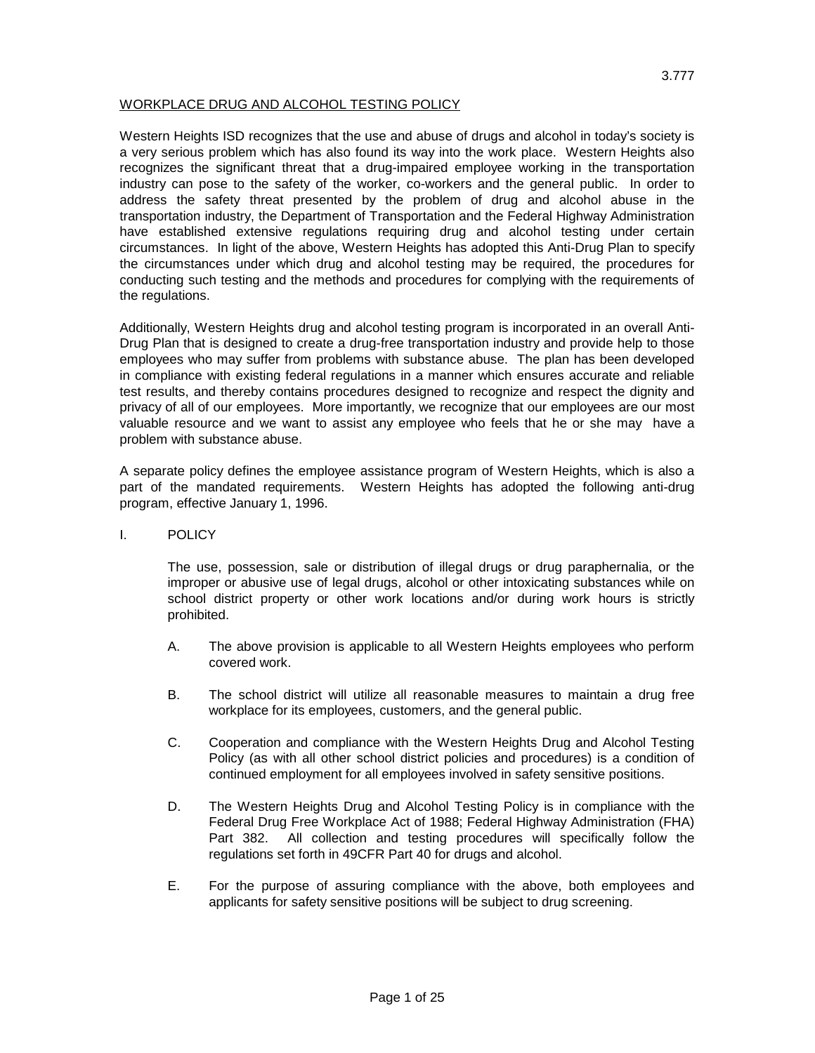3.777

# WORKPLACE DRUG AND ALCOHOL TESTING POLICY

Western Heights ISD recognizes that the use and abuse of drugs and alcohol in today's society is a very serious problem which has also found its way into the work place. Western Heights also recognizes the significant threat that a drug-impaired employee working in the transportation industry can pose to the safety of the worker, co-workers and the general public. In order to address the safety threat presented by the problem of drug and alcohol abuse in the transportation industry, the Department of Transportation and the Federal Highway Administration have established extensive regulations requiring drug and alcohol testing under certain circumstances. In light of the above, Western Heights has adopted this Anti-Drug Plan to specify the circumstances under which drug and alcohol testing may be required, the procedures for conducting such testing and the methods and procedures for complying with the requirements of the regulations.

Additionally, Western Heights drug and alcohol testing program is incorporated in an overall Anti-Drug Plan that is designed to create a drug-free transportation industry and provide help to those employees who may suffer from problems with substance abuse. The plan has been developed in compliance with existing federal regulations in a manner which ensures accurate and reliable test results, and thereby contains procedures designed to recognize and respect the dignity and privacy of all of our employees. More importantly, we recognize that our employees are our most valuable resource and we want to assist any employee who feels that he or she may have a problem with substance abuse.

A separate policy defines the employee assistance program of Western Heights, which is also a part of the mandated requirements. Western Heights has adopted the following anti-drug program, effective January 1, 1996.

## I. POLICY

The use, possession, sale or distribution of illegal drugs or drug paraphernalia, or the improper or abusive use of legal drugs, alcohol or other intoxicating substances while on school district property or other work locations and/or during work hours is strictly prohibited.

A. The above provision is applicable to all Western Heights employees who perform covered work.

B. The school district will utilize all reasonable measures to maintain a drug free workplace for its employees, customers, and the general public.

C. Cooperation and compliance with the Western Heights Drug and Alcohol Testing Policy (as with all other school district policies and procedures) is a condition of continued employment for all employees involved in safety sensitive positions.

D. The Western Heights Drug and Alcohol Testing Policy is in compliance with the Federal Drug Free Workplace Act of 1988; Federal Highway Administration (FHA) Part 382. All collection and testing procedures will specifically follow the regulations set forth in 49CFR Part 40 for drugs and alcohol.

E. For the purpose of assuring compliance with the above, both employees and applicants for safety sensitive positions will be subject to drug screening.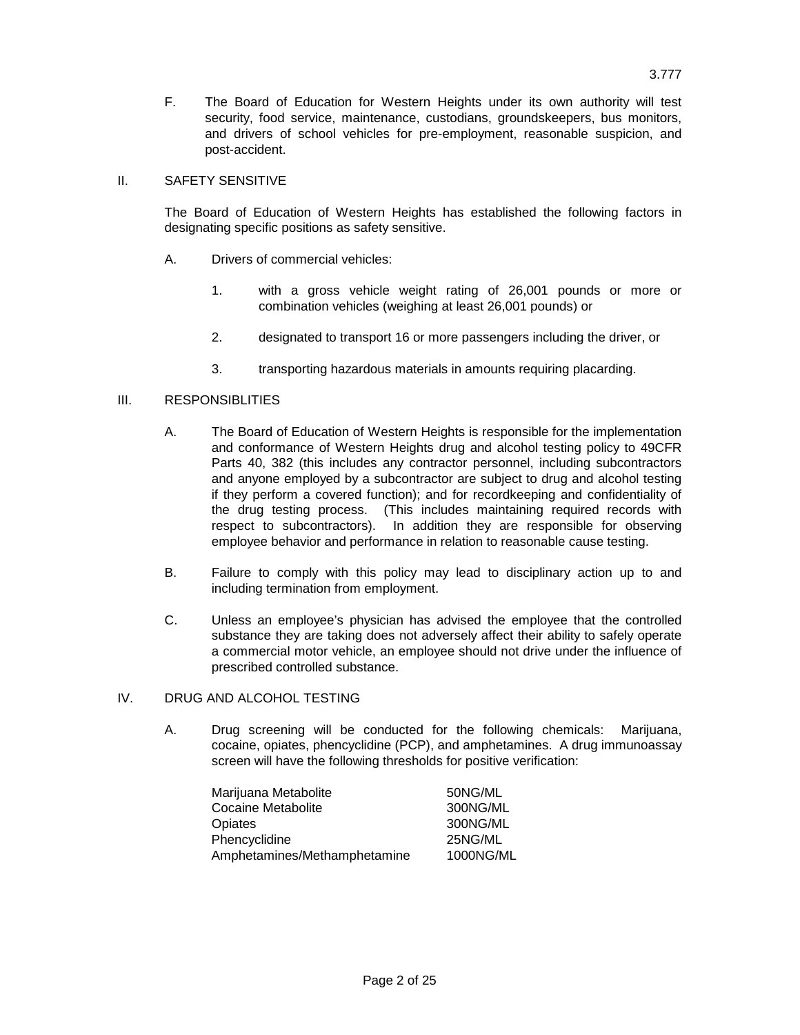F. The Board of Education for Western Heights under its own authority will test security, food service, maintenance, custodians, groundskeepers, bus monitors, and drivers of school vehicles for pre-employment, reasonable suspicion, and post-accident.

## II. SAFETY SENSITIVE

The Board of Education of Western Heights has established the following factors in designating specific positions as safety sensitive.

A. Drivers of commercial vehicles:

1. with a gross vehicle weight rating of 26,001 pounds or more or combination vehicles (weighing at least 26,001 pounds) or

2. designated to transport 16 or more passengers including the driver, or

3. transporting hazardous materials in amounts requiring placarding.

## III. RESPONSIBLITIES

A. The Board of Education of Western Heights is responsible for the implementation and conformance of Western Heights drug and alcohol testing policy to 49CFR Parts 40, 382 (this includes any contractor personnel, including subcontractors and anyone employed by a subcontractor are subject to drug and alcohol testing if they perform a covered function); and for recordkeeping and confidentiality of the drug testing process. (This includes maintaining required records with respect to subcontractors). In addition they are responsible for observing employee behavior and performance in relation to reasonable cause testing.

B. Failure to comply with this policy may lead to disciplinary action up to and including termination from employment.

C. Unless an employee's physician has advised the employee that the controlled substance they are taking does not adversely affect their ability to safely operate a commercial motor vehicle, an employee should not drive under the influence of prescribed controlled substance.

## IV. DRUG AND ALCOHOL TESTING

A. Drug screening will be conducted for the following chemicals: Marijuana, cocaine, opiates, phencyclidine (PCP), and amphetamines. A drug immunoassay screen will have the following thresholds for positive verification:

| | |
|---|---|
| Marijuana Metabolite | 50NG/ML |
| Cocaine Metabolite | 300NG/ML |
| Opiates | 300NG/ML |
| Phencyclidine | 25NG/ML |
| Amphetamines/Methamphetamine | 1000NG/ML |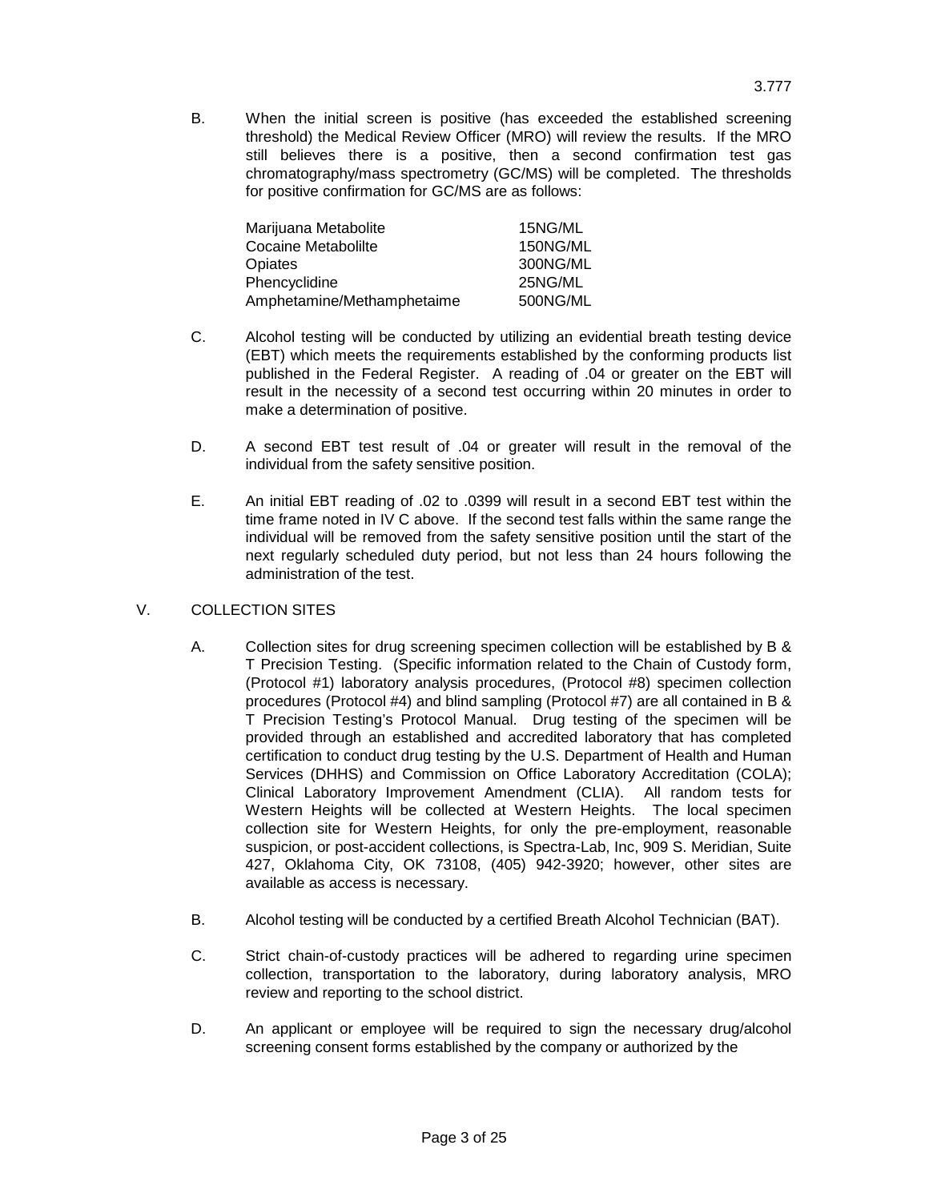B. When the initial screen is positive (has exceeded the established screening threshold) the Medical Review Officer (MRO) will review the results. If the MRO still believes there is a positive, then a second confirmation test gas chromatography/mass spectrometry (GC/MS) will be completed. The thresholds for positive confirmation for GC/MS are as follows:

| | |
|---|---|
| Marijuana Metabolite | 15NG/ML |
| Cocaine Metabolilte | 150NG/ML |
| Opiates | 300NG/ML |
| Phencyclidine | 25NG/ML |
| Amphetamine/Methamphetaime | 500NG/ML |

C. Alcohol testing will be conducted by utilizing an evidential breath testing device (EBT) which meets the requirements established by the conforming products list published in the Federal Register. A reading of .04 or greater on the EBT will result in the necessity of a second test occurring within 20 minutes in order to make a determination of positive.

D. A second EBT test result of .04 or greater will result in the removal of the individual from the safety sensitive position.

E. An initial EBT reading of .02 to .0399 will result in a second EBT test within the time frame noted in IV C above. If the second test falls within the same range the individual will be removed from the safety sensitive position until the start of the next regularly scheduled duty period, but not less than 24 hours following the administration of the test.

## V. COLLECTION SITES

A. Collection sites for drug screening specimen collection will be established by B & T Precision Testing. (Specific information related to the Chain of Custody form, (Protocol #1) laboratory analysis procedures, (Protocol #8) specimen collection procedures (Protocol #4) and blind sampling (Protocol #7) are all contained in B & T Precision Testing's Protocol Manual. Drug testing of the specimen will be provided through an established and accredited laboratory that has completed certification to conduct drug testing by the U.S. Department of Health and Human Services (DHHS) and Commission on Office Laboratory Accreditation (COLA); Clinical Laboratory Improvement Amendment (CLIA). All random tests for Western Heights will be collected at Western Heights. The local specimen collection site for Western Heights, for only the pre-employment, reasonable suspicion, or post-accident collections, is Spectra-Lab, Inc, 909 S. Meridian, Suite 427, Oklahoma City, OK 73108, (405) 942-3920; however, other sites are available as access is necessary.

B. Alcohol testing will be conducted by a certified Breath Alcohol Technician (BAT).

C. Strict chain-of-custody practices will be adhered to regarding urine specimen collection, transportation to the laboratory, during laboratory analysis, MRO review and reporting to the school district.

D. An applicant or employee will be required to sign the necessary drug/alcohol screening consent forms established by the company or authorized by the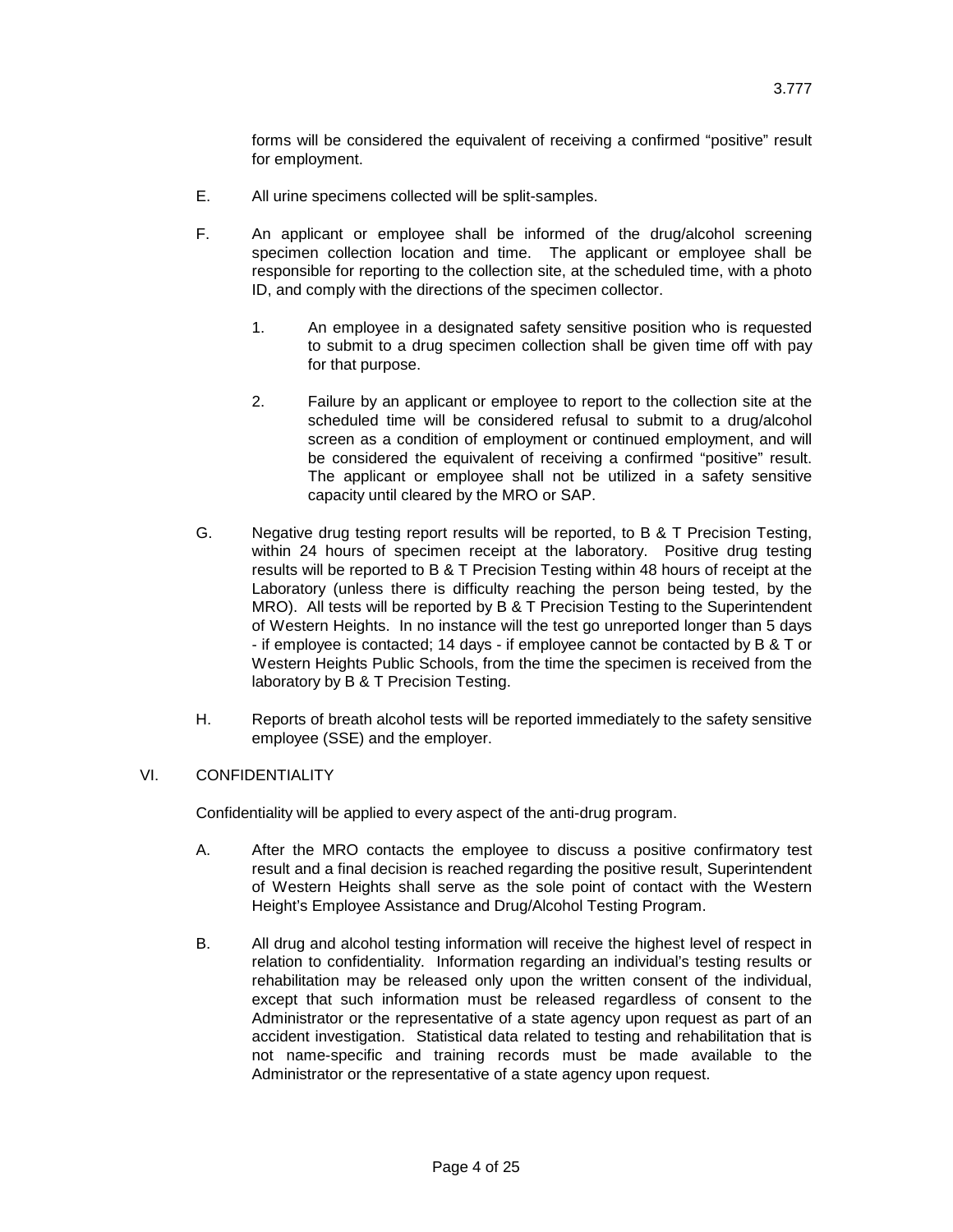forms will be considered the equivalent of receiving a confirmed "positive" result for employment.

E. All urine specimens collected will be split-samples.

F. An applicant or employee shall be informed of the drug/alcohol screening specimen collection location and time. The applicant or employee shall be responsible for reporting to the collection site, at the scheduled time, with a photo ID, and comply with the directions of the specimen collector.

1. An employee in a designated safety sensitive position who is requested to submit to a drug specimen collection shall be given time off with pay for that purpose.

2. Failure by an applicant or employee to report to the collection site at the scheduled time will be considered refusal to submit to a drug/alcohol screen as a condition of employment or continued employment, and will be considered the equivalent of receiving a confirmed "positive" result. The applicant or employee shall not be utilized in a safety sensitive capacity until cleared by the MRO or SAP.

G. Negative drug testing report results will be reported, to B & T Precision Testing, within 24 hours of specimen receipt at the laboratory. Positive drug testing results will be reported to B & T Precision Testing within 48 hours of receipt at the Laboratory (unless there is difficulty reaching the person being tested, by the MRO). All tests will be reported by B & T Precision Testing to the Superintendent of Western Heights. In no instance will the test go unreported longer than 5 days - if employee is contacted; 14 days - if employee cannot be contacted by B & T or Western Heights Public Schools, from the time the specimen is received from the laboratory by B & T Precision Testing.

H. Reports of breath alcohol tests will be reported immediately to the safety sensitive employee (SSE) and the employer.

## VI. CONFIDENTIALITY

Confidentiality will be applied to every aspect of the anti-drug program.

A. After the MRO contacts the employee to discuss a positive confirmatory test result and a final decision is reached regarding the positive result, Superintendent of Western Heights shall serve as the sole point of contact with the Western Height's Employee Assistance and Drug/Alcohol Testing Program.

B. All drug and alcohol testing information will receive the highest level of respect in relation to confidentiality. Information regarding an individual's testing results or rehabilitation may be released only upon the written consent of the individual, except that such information must be released regardless of consent to the Administrator or the representative of a state agency upon request as part of an accident investigation. Statistical data related to testing and rehabilitation that is not name-specific and training records must be made available to the Administrator or the representative of a state agency upon request.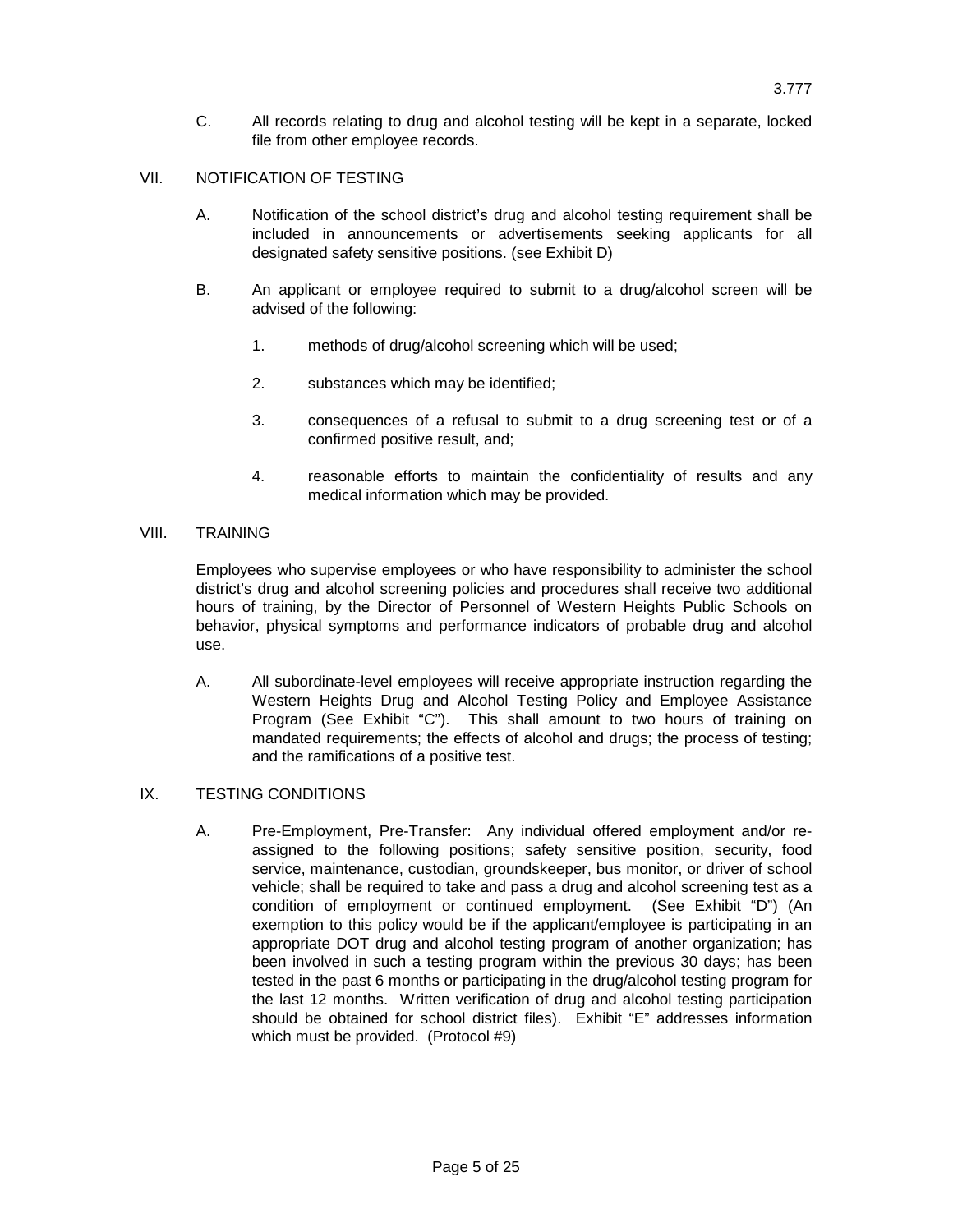C. All records relating to drug and alcohol testing will be kept in a separate, locked file from other employee records.

## VII. NOTIFICATION OF TESTING

A. Notification of the school district's drug and alcohol testing requirement shall be included in announcements or advertisements seeking applicants for all designated safety sensitive positions. (see Exhibit D)

B. An applicant or employee required to submit to a drug/alcohol screen will be advised of the following:

1. methods of drug/alcohol screening which will be used;
2. substances which may be identified;
3. consequences of a refusal to submit to a drug screening test or of a confirmed positive result, and;
4. reasonable efforts to maintain the confidentiality of results and any medical information which may be provided.

## VIII. TRAINING

Employees who supervise employees or who have responsibility to administer the school district's drug and alcohol screening policies and procedures shall receive two additional hours of training, by the Director of Personnel of Western Heights Public Schools on behavior, physical symptoms and performance indicators of probable drug and alcohol use.

A. All subordinate-level employees will receive appropriate instruction regarding the Western Heights Drug and Alcohol Testing Policy and Employee Assistance Program (See Exhibit "C"). This shall amount to two hours of training on mandated requirements; the effects of alcohol and drugs; the process of testing; and the ramifications of a positive test.

## IX. TESTING CONDITIONS

A. Pre-Employment, Pre-Transfer: Any individual offered employment and/or re-assigned to the following positions; safety sensitive position, security, food service, maintenance, custodian, groundskeeper, bus monitor, or driver of school vehicle; shall be required to take and pass a drug and alcohol screening test as a condition of employment or continued employment. (See Exhibit "D") (An exemption to this policy would be if the applicant/employee is participating in an appropriate DOT drug and alcohol testing program of another organization; has been involved in such a testing program within the previous 30 days; has been tested in the past 6 months or participating in the drug/alcohol testing program for the last 12 months. Written verification of drug and alcohol testing participation should be obtained for school district files). Exhibit "E" addresses information which must be provided. (Protocol #9)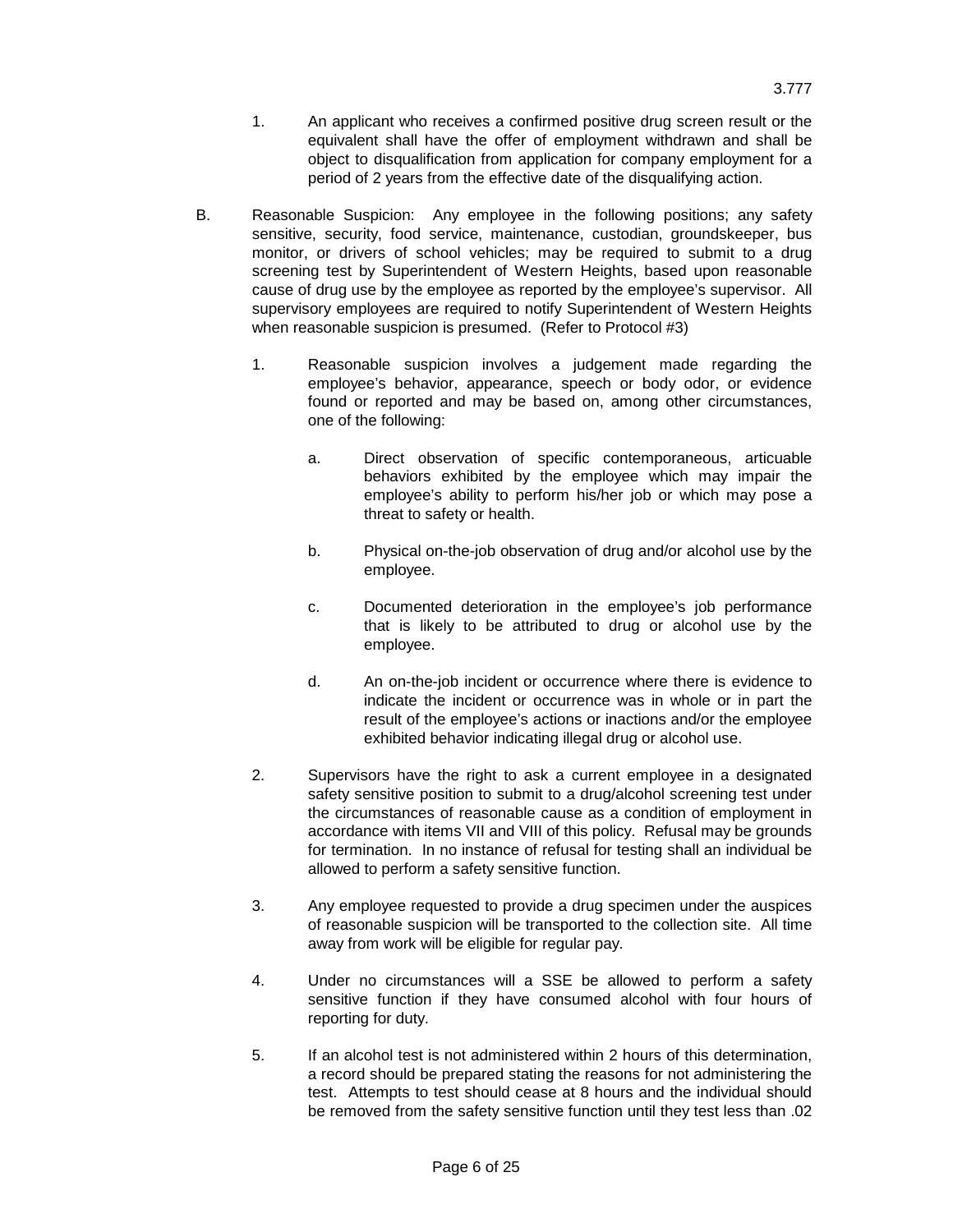1. An applicant who receives a confirmed positive drug screen result or the equivalent shall have the offer of employment withdrawn and shall be object to disqualification from application for company employment for a period of 2 years from the effective date of the disqualifying action.

B. Reasonable Suspicion: Any employee in the following positions; any safety sensitive, security, food service, maintenance, custodian, groundskeeper, bus monitor, or drivers of school vehicles; may be required to submit to a drug screening test by Superintendent of Western Heights, based upon reasonable cause of drug use by the employee as reported by the employee's supervisor. All supervisory employees are required to notify Superintendent of Western Heights when reasonable suspicion is presumed. (Refer to Protocol #3)

   1. Reasonable suspicion involves a judgement made regarding the employee's behavior, appearance, speech or body odor, or evidence found or reported and may be based on, among other circumstances, one of the following:

      a. Direct observation of specific contemporaneous, articuable behaviors exhibited by the employee which may impair the employee's ability to perform his/her job or which may pose a threat to safety or health.

      b. Physical on-the-job observation of drug and/or alcohol use by the employee.

      c. Documented deterioration in the employee's job performance that is likely to be attributed to drug or alcohol use by the employee.

      d. An on-the-job incident or occurrence where there is evidence to indicate the incident or occurrence was in whole or in part the result of the employee's actions or inactions and/or the employee exhibited behavior indicating illegal drug or alcohol use.

   2. Supervisors have the right to ask a current employee in a designated safety sensitive position to submit to a drug/alcohol screening test under the circumstances of reasonable cause as a condition of employment in accordance with items VII and VIII of this policy. Refusal may be grounds for termination. In no instance of refusal for testing shall an individual be allowed to perform a safety sensitive function.

   3. Any employee requested to provide a drug specimen under the auspices of reasonable suspicion will be transported to the collection site. All time away from work will be eligible for regular pay.

   4. Under no circumstances will a SSE be allowed to perform a safety sensitive function if they have consumed alcohol with four hours of reporting for duty.

   5. If an alcohol test is not administered within 2 hours of this determination, a record should be prepared stating the reasons for not administering the test. Attempts to test should cease at 8 hours and the individual should be removed from the safety sensitive function until they test less than .02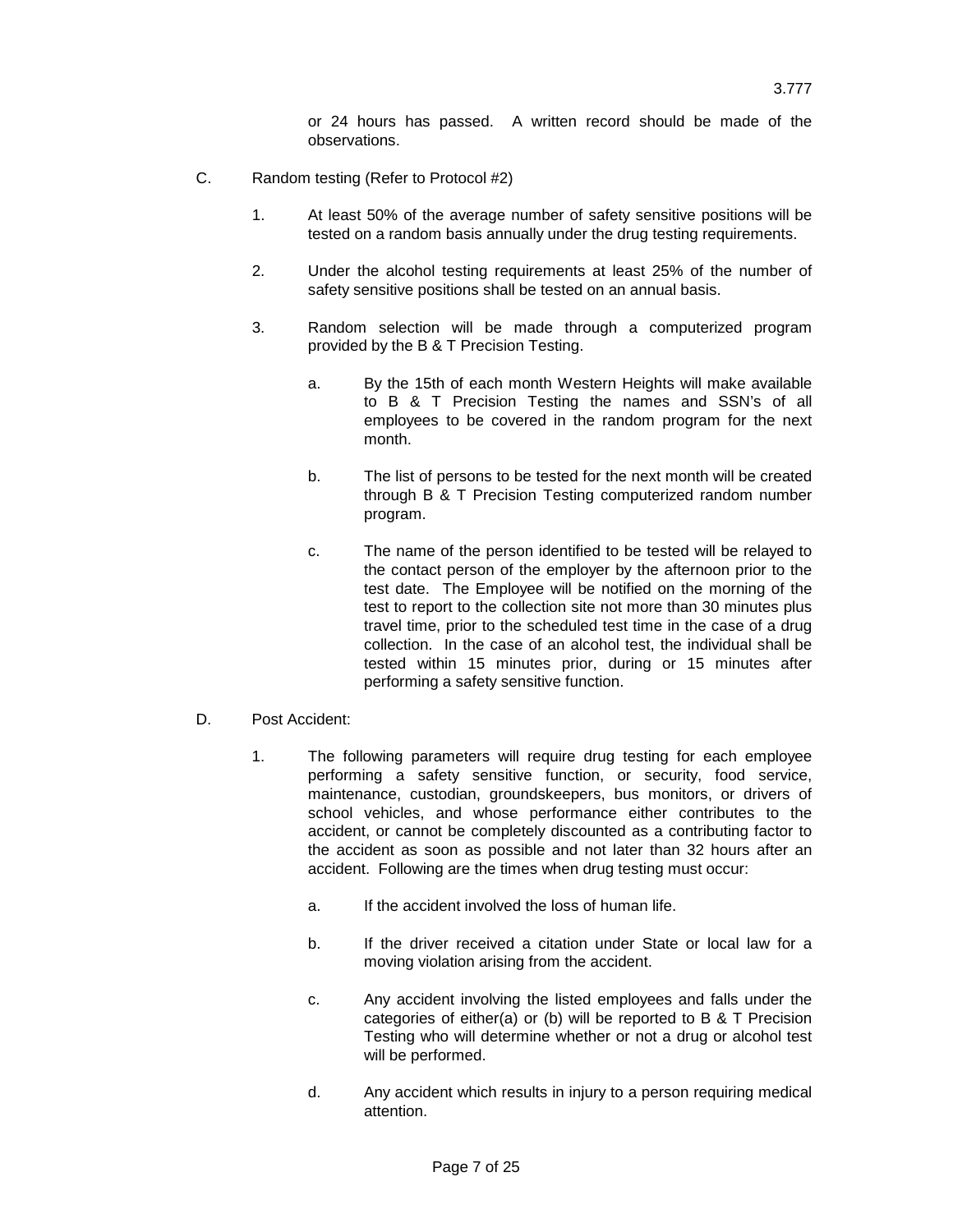or 24 hours has passed. A written record should be made of the observations.

C. Random testing (Refer to Protocol #2)

1. At least 50% of the average number of safety sensitive positions will be tested on a random basis annually under the drug testing requirements.

2. Under the alcohol testing requirements at least 25% of the number of safety sensitive positions shall be tested on an annual basis.

3. Random selection will be made through a computerized program provided by the B & T Precision Testing.

    a. By the 15th of each month Western Heights will make available to B & T Precision Testing the names and SSN's of all employees to be covered in the random program for the next month.

    b. The list of persons to be tested for the next month will be created through B & T Precision Testing computerized random number program.

    c. The name of the person identified to be tested will be relayed to the contact person of the employer by the afternoon prior to the test date. The Employee will be notified on the morning of the test to report to the collection site not more than 30 minutes plus travel time, prior to the scheduled test time in the case of a drug collection. In the case of an alcohol test, the individual shall be tested within 15 minutes prior, during or 15 minutes after performing a safety sensitive function.

D. Post Accident:

1. The following parameters will require drug testing for each employee performing a safety sensitive function, or security, food service, maintenance, custodian, groundskeepers, bus monitors, or drivers of school vehicles, and whose performance either contributes to the accident, or cannot be completely discounted as a contributing factor to the accident as soon as possible and not later than 32 hours after an accident. Following are the times when drug testing must occur:

    a. If the accident involved the loss of human life.

    b. If the driver received a citation under State or local law for a moving violation arising from the accident.

    c. Any accident involving the listed employees and falls under the categories of either(a) or (b) will be reported to B & T Precision Testing who will determine whether or not a drug or alcohol test will be performed.

    d. Any accident which results in injury to a person requiring medical attention.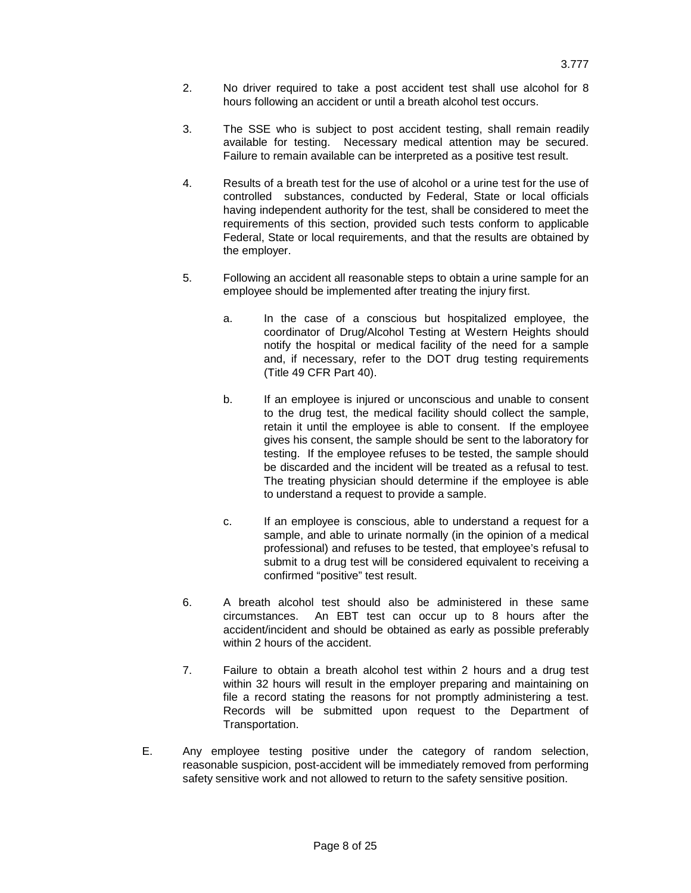2. No driver required to take a post accident test shall use alcohol for 8 hours following an accident or until a breath alcohol test occurs.

3. The SSE who is subject to post accident testing, shall remain readily available for testing. Necessary medical attention may be secured. Failure to remain available can be interpreted as a positive test result.

4. Results of a breath test for the use of alcohol or a urine test for the use of controlled substances, conducted by Federal, State or local officials having independent authority for the test, shall be considered to meet the requirements of this section, provided such tests conform to applicable Federal, State or local requirements, and that the results are obtained by the employer.

5. Following an accident all reasonable steps to obtain a urine sample for an employee should be implemented after treating the injury first.

   a. In the case of a conscious but hospitalized employee, the coordinator of Drug/Alcohol Testing at Western Heights should notify the hospital or medical facility of the need for a sample and, if necessary, refer to the DOT drug testing requirements (Title 49 CFR Part 40).

   b. If an employee is injured or unconscious and unable to consent to the drug test, the medical facility should collect the sample, retain it until the employee is able to consent. If the employee gives his consent, the sample should be sent to the laboratory for testing. If the employee refuses to be tested, the sample should be discarded and the incident will be treated as a refusal to test. The treating physician should determine if the employee is able to understand a request to provide a sample.

   c. If an employee is conscious, able to understand a request for a sample, and able to urinate normally (in the opinion of a medical professional) and refuses to be tested, that employee's refusal to submit to a drug test will be considered equivalent to receiving a confirmed "positive" test result.

6. A breath alcohol test should also be administered in these same circumstances. An EBT test can occur up to 8 hours after the accident/incident and should be obtained as early as possible preferably within 2 hours of the accident.

7. Failure to obtain a breath alcohol test within 2 hours and a drug test within 32 hours will result in the employer preparing and maintaining on file a record stating the reasons for not promptly administering a test. Records will be submitted upon request to the Department of Transportation.

E. Any employee testing positive under the category of random selection, reasonable suspicion, post-accident will be immediately removed from performing safety sensitive work and not allowed to return to the safety sensitive position.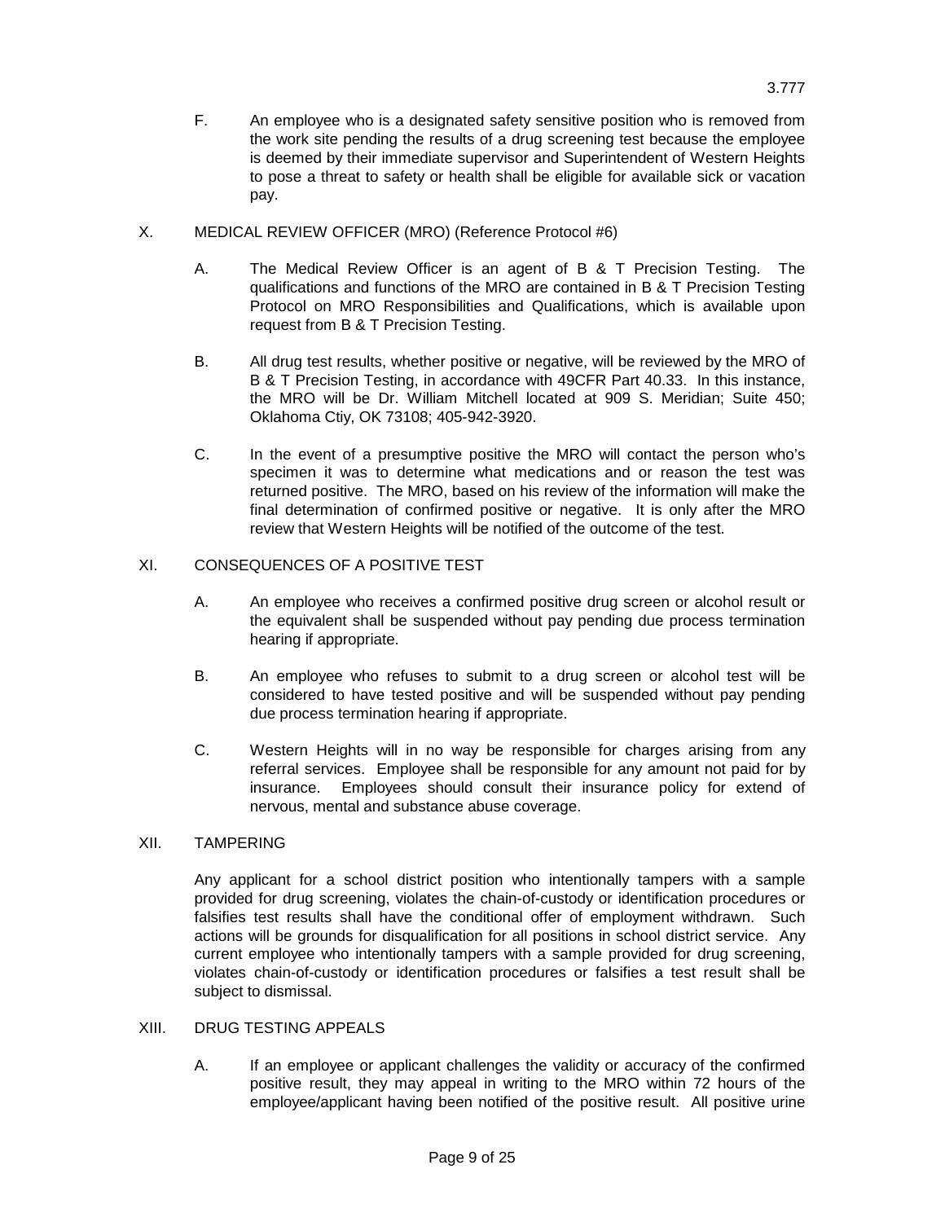F. An employee who is a designated safety sensitive position who is removed from the work site pending the results of a drug screening test because the employee is deemed by their immediate supervisor and Superintendent of Western Heights to pose a threat to safety or health shall be eligible for available sick or vacation pay.

## X. MEDICAL REVIEW OFFICER (MRO) (Reference Protocol #6)

A. The Medical Review Officer is an agent of B & T Precision Testing. The qualifications and functions of the MRO are contained in B & T Precision Testing Protocol on MRO Responsibilities and Qualifications, which is available upon request from B & T Precision Testing.

B. All drug test results, whether positive or negative, will be reviewed by the MRO of B & T Precision Testing, in accordance with 49CFR Part 40.33. In this instance, the MRO will be Dr. William Mitchell located at 909 S. Meridian; Suite 450; Oklahoma Ctiy, OK 73108; 405-942-3920.

C. In the event of a presumptive positive the MRO will contact the person who's specimen it was to determine what medications and or reason the test was returned positive. The MRO, based on his review of the information will make the final determination of confirmed positive or negative. It is only after the MRO review that Western Heights will be notified of the outcome of the test.

## XI. CONSEQUENCES OF A POSITIVE TEST

A. An employee who receives a confirmed positive drug screen or alcohol result or the equivalent shall be suspended without pay pending due process termination hearing if appropriate.

B. An employee who refuses to submit to a drug screen or alcohol test will be considered to have tested positive and will be suspended without pay pending due process termination hearing if appropriate.

C. Western Heights will in no way be responsible for charges arising from any referral services. Employee shall be responsible for any amount not paid for by insurance. Employees should consult their insurance policy for extend of nervous, mental and substance abuse coverage.

## XII. TAMPERING

Any applicant for a school district position who intentionally tampers with a sample provided for drug screening, violates the chain-of-custody or identification procedures or falsifies test results shall have the conditional offer of employment withdrawn. Such actions will be grounds for disqualification for all positions in school district service. Any current employee who intentionally tampers with a sample provided for drug screening, violates chain-of-custody or identification procedures or falsifies a test result shall be subject to dismissal.

## XIII. DRUG TESTING APPEALS

A. If an employee or applicant challenges the validity or accuracy of the confirmed positive result, they may appeal in writing to the MRO within 72 hours of the employee/applicant having been notified of the positive result. All positive urine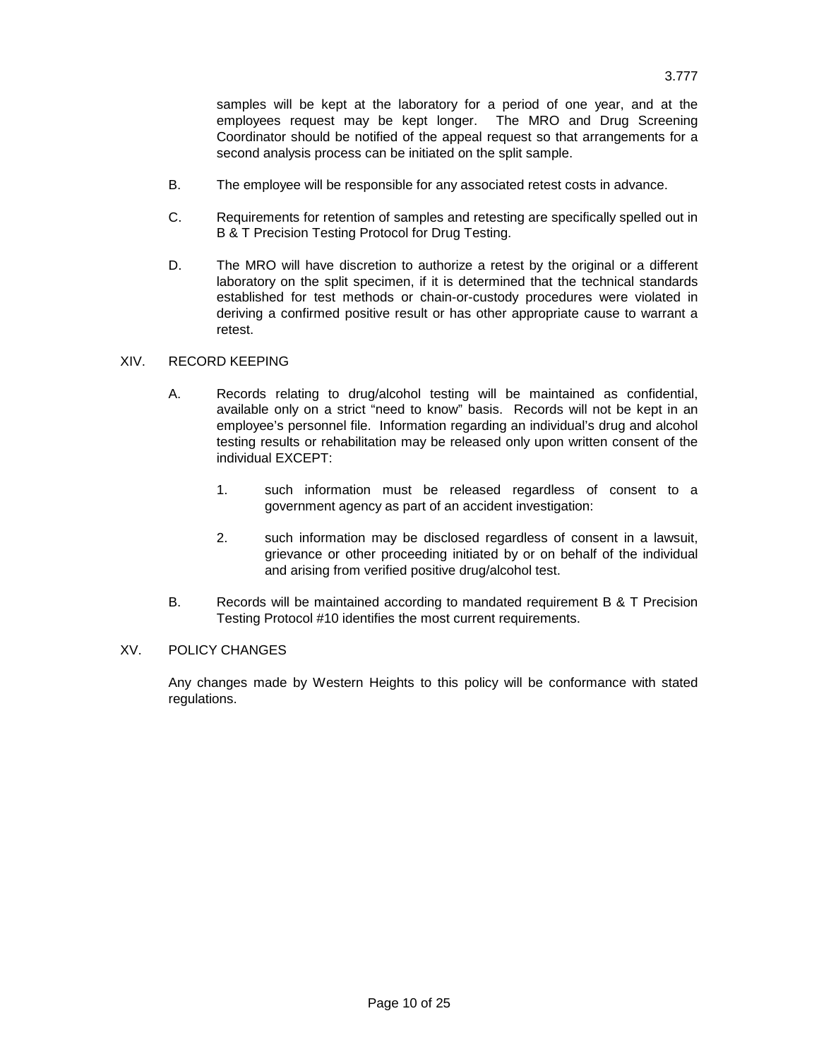samples will be kept at the laboratory for a period of one year, and at the employees request may be kept longer. The MRO and Drug Screening Coordinator should be notified of the appeal request so that arrangements for a second analysis process can be initiated on the split sample.

B. The employee will be responsible for any associated retest costs in advance.

C. Requirements for retention of samples and retesting are specifically spelled out in B & T Precision Testing Protocol for Drug Testing.

D. The MRO will have discretion to authorize a retest by the original or a different laboratory on the split specimen, if it is determined that the technical standards established for test methods or chain-or-custody procedures were violated in deriving a confirmed positive result or has other appropriate cause to warrant a retest.

XIV. RECORD KEEPING

A. Records relating to drug/alcohol testing will be maintained as confidential, available only on a strict "need to know" basis. Records will not be kept in an employee's personnel file. Information regarding an individual's drug and alcohol testing results or rehabilitation may be released only upon written consent of the individual EXCEPT:

1. such information must be released regardless of consent to a government agency as part of an accident investigation:

2. such information may be disclosed regardless of consent in a lawsuit, grievance or other proceeding initiated by or on behalf of the individual and arising from verified positive drug/alcohol test.

B. Records will be maintained according to mandated requirement B & T Precision Testing Protocol #10 identifies the most current requirements.

XV. POLICY CHANGES

Any changes made by Western Heights to this policy will be conformance with stated regulations.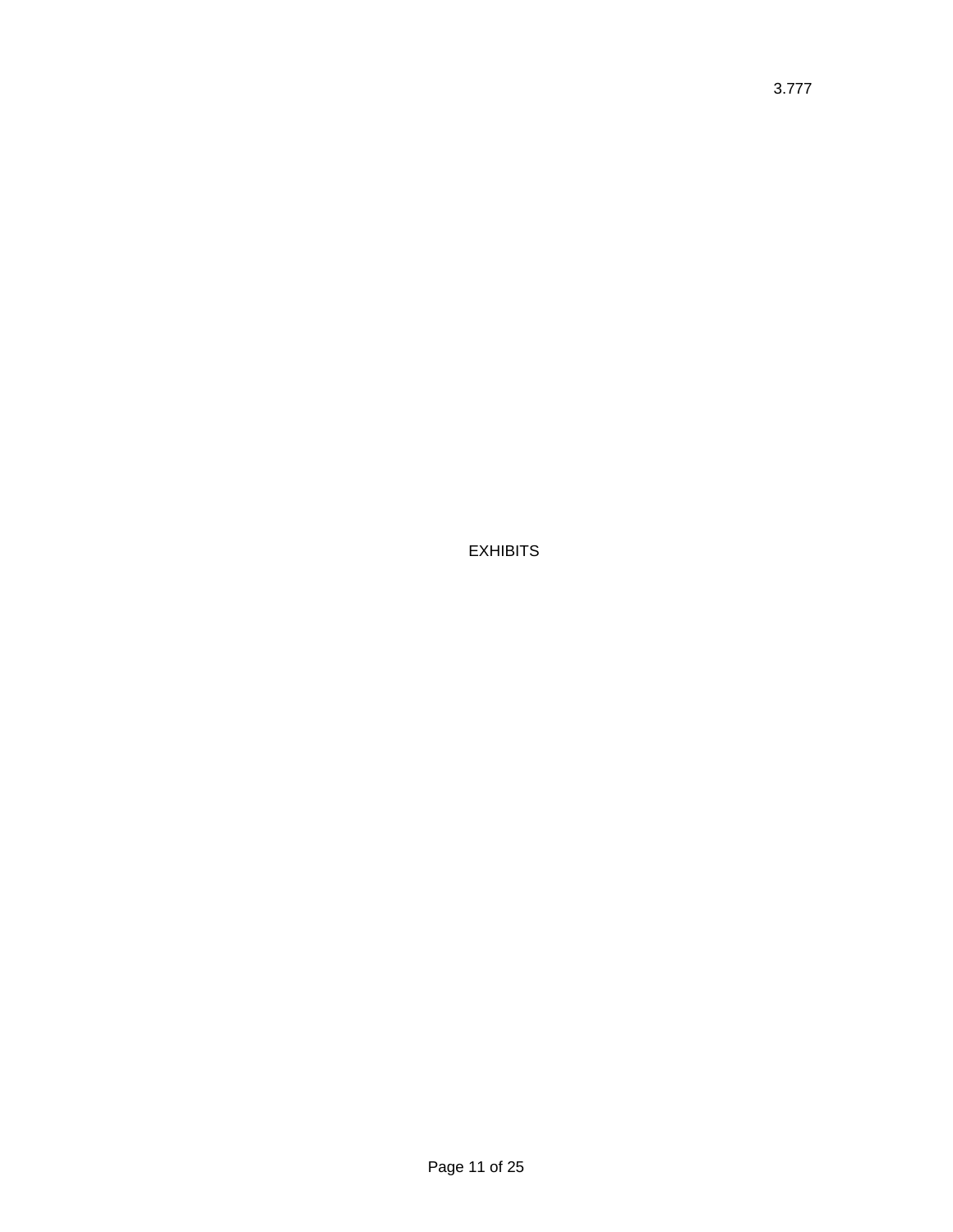# EXHIBITS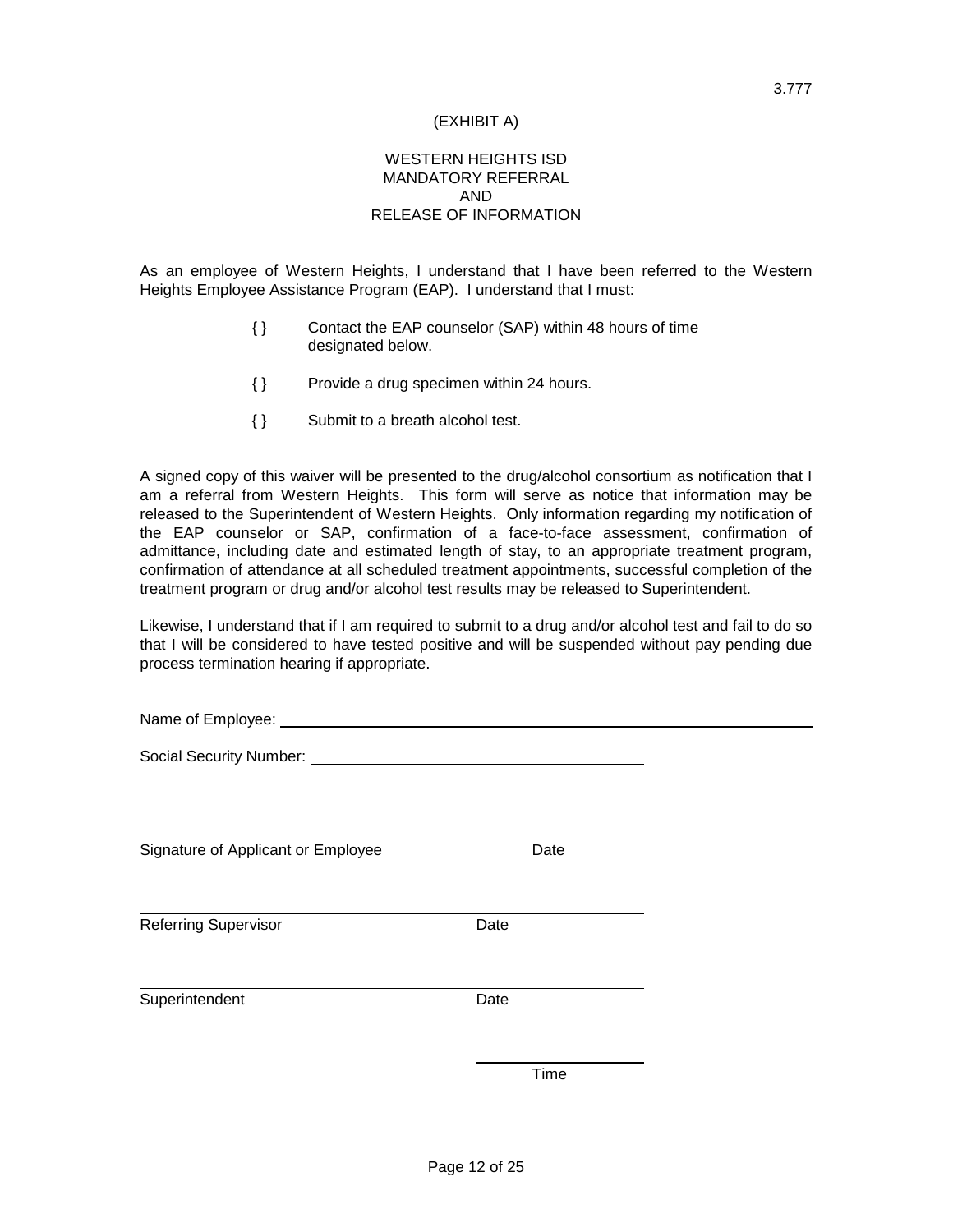3.777

(EXHIBIT A)

# WESTERN HEIGHTS ISD
# MANDATORY REFERRAL
# AND
# RELEASE OF INFORMATION

As an employee of Western Heights, I understand that I have been referred to the Western Heights Employee Assistance Program (EAP). I understand that I must:

{ } Contact the EAP counselor (SAP) within 48 hours of time designated below.

{ } Provide a drug specimen within 24 hours.

{ } Submit to a breath alcohol test.

A signed copy of this waiver will be presented to the drug/alcohol consortium as notification that I am a referral from Western Heights. This form will serve as notice that information may be released to the Superintendent of Western Heights. Only information regarding my notification of the EAP counselor or SAP, confirmation of a face-to-face assessment, confirmation of admittance, including date and estimated length of stay, to an appropriate treatment program, confirmation of attendance at all scheduled treatment appointments, successful completion of the treatment program or drug and/or alcohol test results may be released to Superintendent.

Likewise, I understand that if I am required to submit to a drug and/or alcohol test and fail to do so that I will be considered to have tested positive and will be suspended without pay pending due process termination hearing if appropriate.

Name of Employee: ______________________________________________

Social Security Number: ______________________________

______________________________________________
Signature of Applicant or Employee Date

______________________________________________
Referring Supervisor Date

______________________________________________
Superintendent Date

________________
Time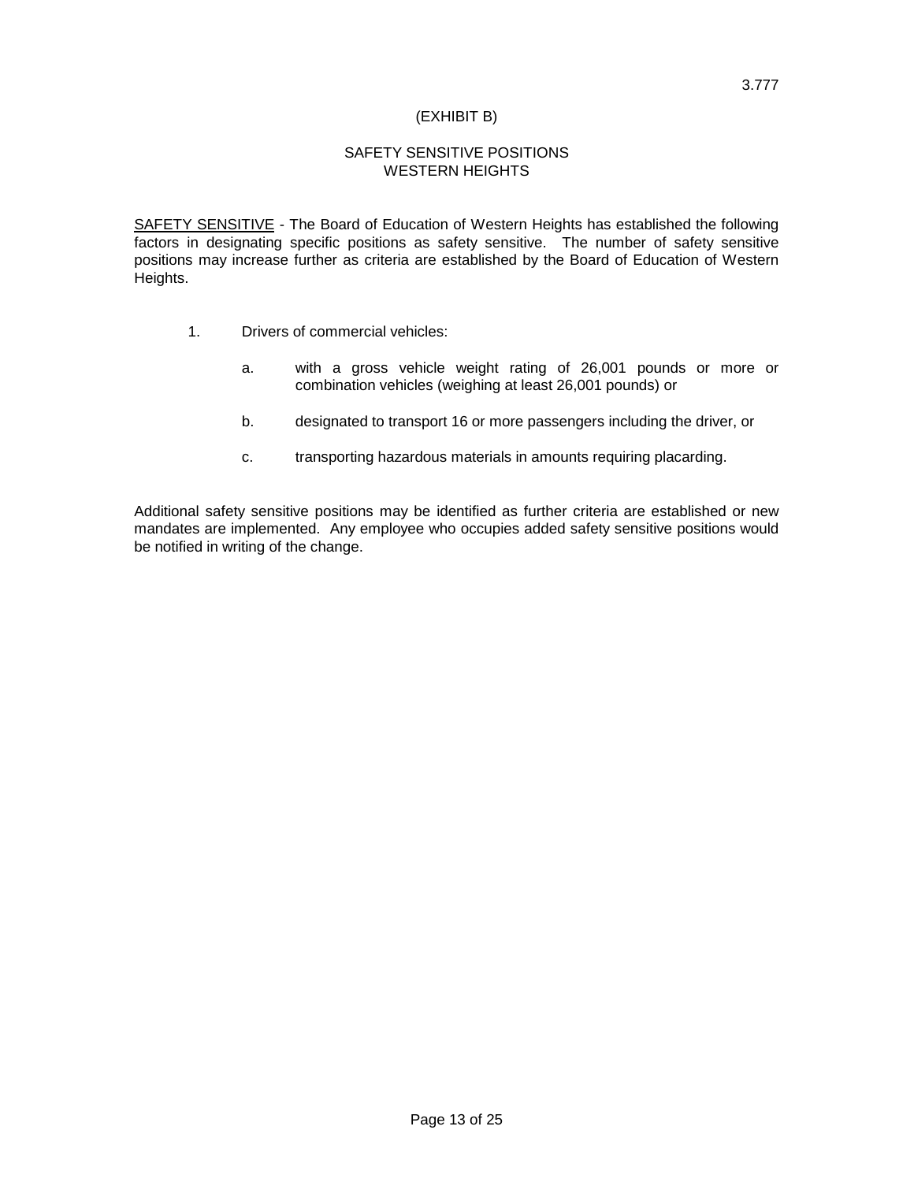3.777

(EXHIBIT B)

## SAFETY SENSITIVE POSITIONS
## WESTERN HEIGHTS

SAFETY SENSITIVE - The Board of Education of Western Heights has established the following factors in designating specific positions as safety sensitive. The number of safety sensitive positions may increase further as criteria are established by the Board of Education of Western Heights.

1. Drivers of commercial vehicles:

   a. with a gross vehicle weight rating of 26,001 pounds or more or combination vehicles (weighing at least 26,001 pounds) or

   b. designated to transport 16 or more passengers including the driver, or

   c. transporting hazardous materials in amounts requiring placarding.

Additional safety sensitive positions may be identified as further criteria are established or new mandates are implemented. Any employee who occupies added safety sensitive positions would be notified in writing of the change.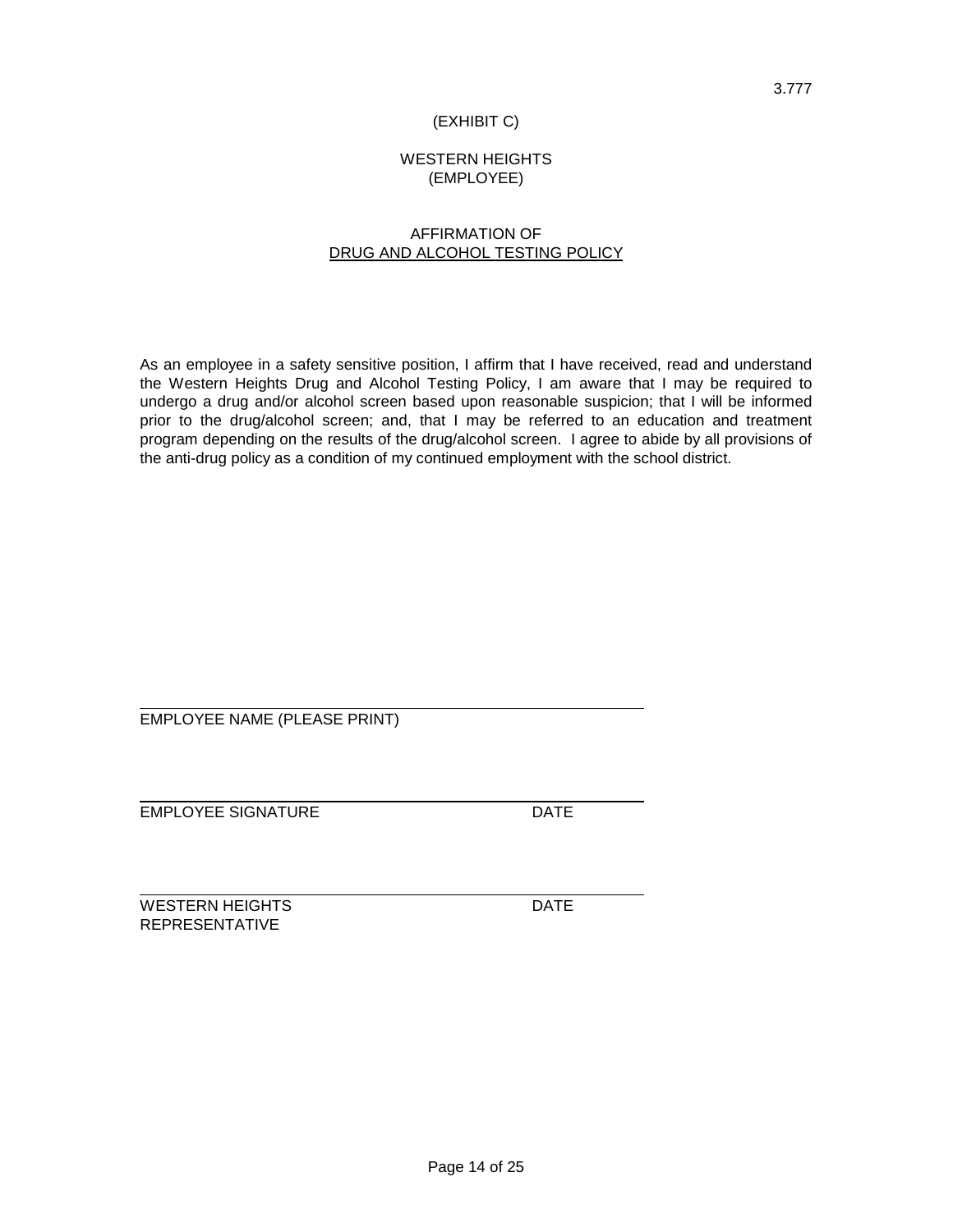3.777

(EXHIBIT C)

WESTERN HEIGHTS
(EMPLOYEE)

AFFIRMATION OF
DRUG AND ALCOHOL TESTING POLICY

As an employee in a safety sensitive position, I affirm that I have received, read and understand the Western Heights Drug and Alcohol Testing Policy, I am aware that I may be required to undergo a drug and/or alcohol screen based upon reasonable suspicion; that I will be informed prior to the drug/alcohol screen; and, that I may be referred to an education and treatment program depending on the results of the drug/alcohol screen. I agree to abide by all provisions of the anti-drug policy as a condition of my continued employment with the school district.

\_\_\_\_\_\_\_\_\_\_\_\_\_\_\_\_\_\_\_\_\_\_\_\_\_\_\_\_\_\_\_\_\_\_\_\_\_\_\_\_\_\_\_\_\_\_
EMPLOYEE NAME (PLEASE PRINT)

\_\_\_\_\_\_\_\_\_\_\_\_\_\_\_\_\_\_\_\_\_\_\_\_\_\_\_\_\_\_\_\_\_\_\_\_\_\_\_\_\_\_\_\_\_\_
EMPLOYEE SIGNATURE DATE

\_\_\_\_\_\_\_\_\_\_\_\_\_\_\_\_\_\_\_\_\_\_\_\_\_\_\_\_\_\_\_\_\_\_\_\_\_\_\_\_\_\_\_\_\_\_
WESTERN HEIGHTS REPRESENTATIVE DATE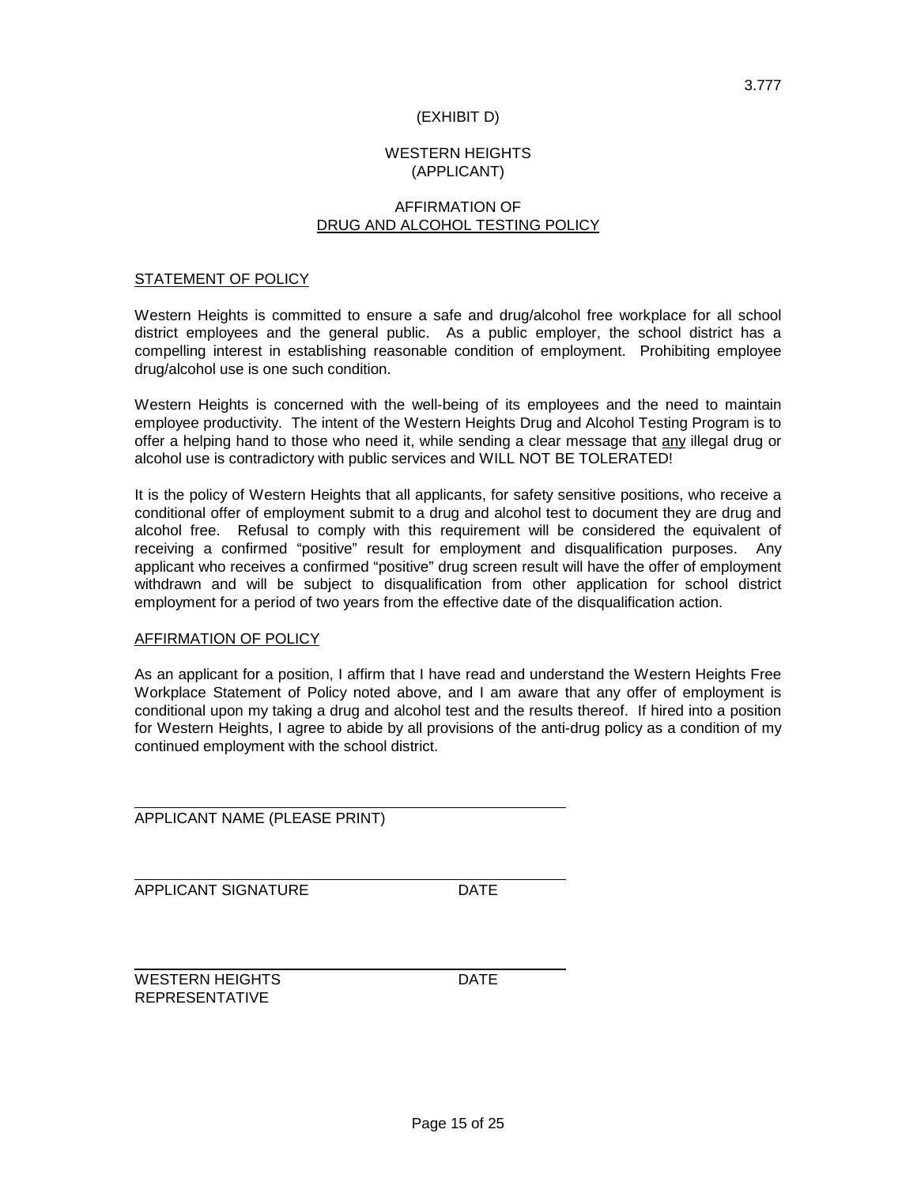3.777

(EXHIBIT D)

WESTERN HEIGHTS
(APPLICANT)

AFFIRMATION OF
DRUG AND ALCOHOL TESTING POLICY

STATEMENT OF POLICY

Western Heights is committed to ensure a safe and drug/alcohol free workplace for all school district employees and the general public. As a public employer, the school district has a compelling interest in establishing reasonable condition of employment. Prohibiting employee drug/alcohol use is one such condition.

Western Heights is concerned with the well-being of its employees and the need to maintain employee productivity. The intent of the Western Heights Drug and Alcohol Testing Program is to offer a helping hand to those who need it, while sending a clear message that any illegal drug or alcohol use is contradictory with public services and WILL NOT BE TOLERATED!

It is the policy of Western Heights that all applicants, for safety sensitive positions, who receive a conditional offer of employment submit to a drug and alcohol test to document they are drug and alcohol free. Refusal to comply with this requirement will be considered the equivalent of receiving a confirmed "positive" result for employment and disqualification purposes. Any applicant who receives a confirmed "positive" drug screen result will have the offer of employment withdrawn and will be subject to disqualification from other application for school district employment for a period of two years from the effective date of the disqualification action.

AFFIRMATION OF POLICY

As an applicant for a position, I affirm that I have read and understand the Western Heights Free Workplace Statement of Policy noted above, and I am aware that any offer of employment is conditional upon my taking a drug and alcohol test and the results thereof. If hired into a position for Western Heights, I agree to abide by all provisions of the anti-drug policy as a condition of my continued employment with the school district.

APPLICANT NAME (PLEASE PRINT)

APPLICANT SIGNATURE DATE

WESTERN HEIGHTS REPRESENTATIVE DATE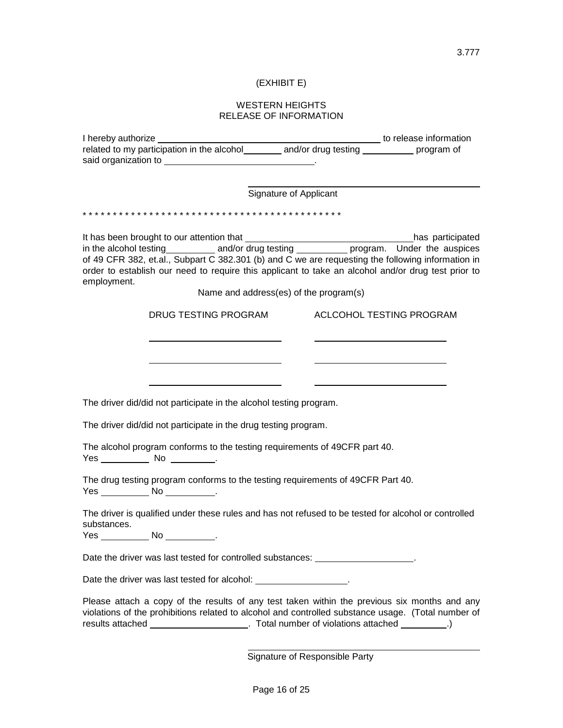3.777

(EXHIBIT E)

WESTERN HEIGHTS
RELEASE OF INFORMATION

I hereby authorize ______________________________________________ to release information related to my participation in the alcohol ________ and/or drug testing __________ program of said organization to ______________________________.

______________________________________________
Signature of Applicant

* * * * * * * * * * * * * * * * * * * * * * * * * * * * * * * * * * * * * * * * * * * *

It has been brought to our attention that _________________________________ has participated in the alcohol testing _________ and/or drug testing __________ program. Under the auspices of 49 CFR 382, et.al., Subpart C 382.301 (b) and C we are requesting the following information in order to establish our need to require this applicant to take an alcohol and/or drug test prior to employment.

Name and address(es) of the program(s)

| DRUG TESTING PROGRAM | ACLCOHOL TESTING PROGRAM |
|---|---|
| ___________________________ | ___________________________ |
| ___________________________ | ___________________________ |
| ___________________________ | ___________________________ |

The driver did/did not participate in the alcohol testing program.

The driver did/did not participate in the drug testing program.

The alcohol program conforms to the testing requirements of 49CFR part 40.
Yes __________ No _________.

The drug testing program conforms to the testing requirements of 49CFR Part 40.
Yes __________ No __________.

The driver is qualified under these rules and has not refused to be tested for alcohol or controlled substances.
Yes __________ No __________.

Date the driver was last tested for controlled substances: ____________________.

Date the driver was last tested for alcohol: __________________.

Please attach a copy of the results of any test taken within the previous six months and any violations of the prohibitions related to alcohol and controlled substance usage. (Total number of results attached ____________________. Total number of violations attached _________.)

______________________________________________
Signature of Responsible Party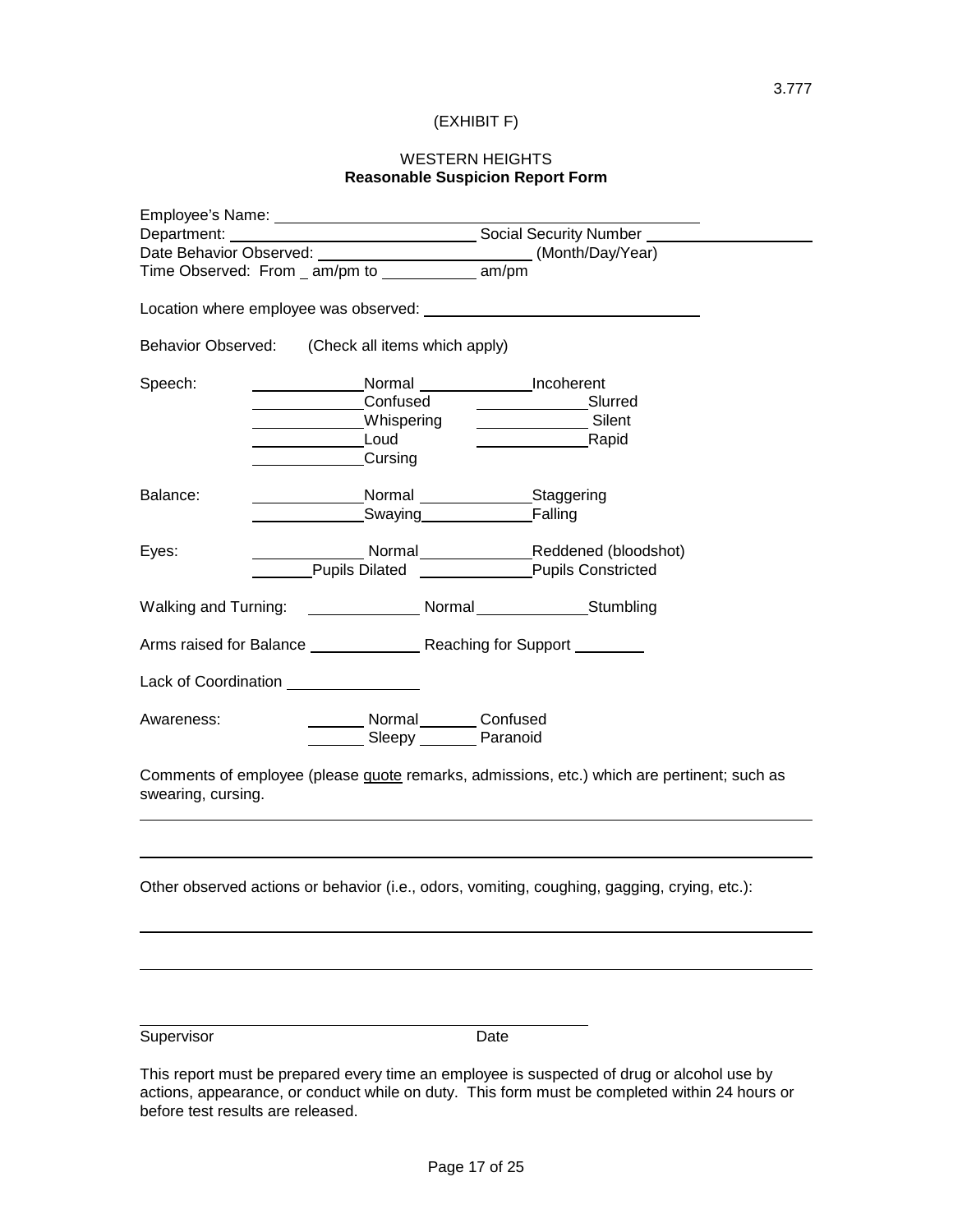3.777

(EXHIBIT F)

WESTERN HEIGHTS
**Reasonable Suspicion Report Form**

Employee's Name: ______________________________

Department: ______________________________ Social Security Number ____________________

Date Behavior Observed: ________________________ (Month/Day/Year)

Time Observed: From _ am/pm to ___________ am/pm

Location where employee was observed: ______________________________

Behavior Observed: (Check all items which apply)

Speech:
- _____________ Normal
- _____________ Incoherent
- _____________ Confused
- _____________ Slurred
- _____________ Whispering
- _____________ Silent
- _____________ Loud
- _____________ Rapid
- _____________ Cursing

Balance:
- _____________ Normal
- _____________ Staggering
- _____________ Swaying
- _____________ Falling

Eyes:
- _____________ Normal
- _____________ Reddened (bloodshot)
- _______ Pupils Dilated
- _____________ Pupils Constricted

Walking and Turning: _____________ Normal _____________ Stumbling

Arms raised for Balance _____________ Reaching for Support ________

Lack of Coordination _______________

Awareness:
- _______ Normal
- _______ Confused
- _______ Sleepy
- _______ Paranoid

Comments of employee (please quote remarks, admissions, etc.) which are pertinent; such as swearing, cursing.

______________________________________________________________________

______________________________________________________________________

Other observed actions or behavior (i.e., odors, vomiting, coughing, gagging, crying, etc.):

______________________________________________________________________

______________________________________________________________________

______________________________________________________________________

Supervisor Date

This report must be prepared every time an employee is suspected of drug or alcohol use by actions, appearance, or conduct while on duty. This form must be completed within 24 hours or before test results are released.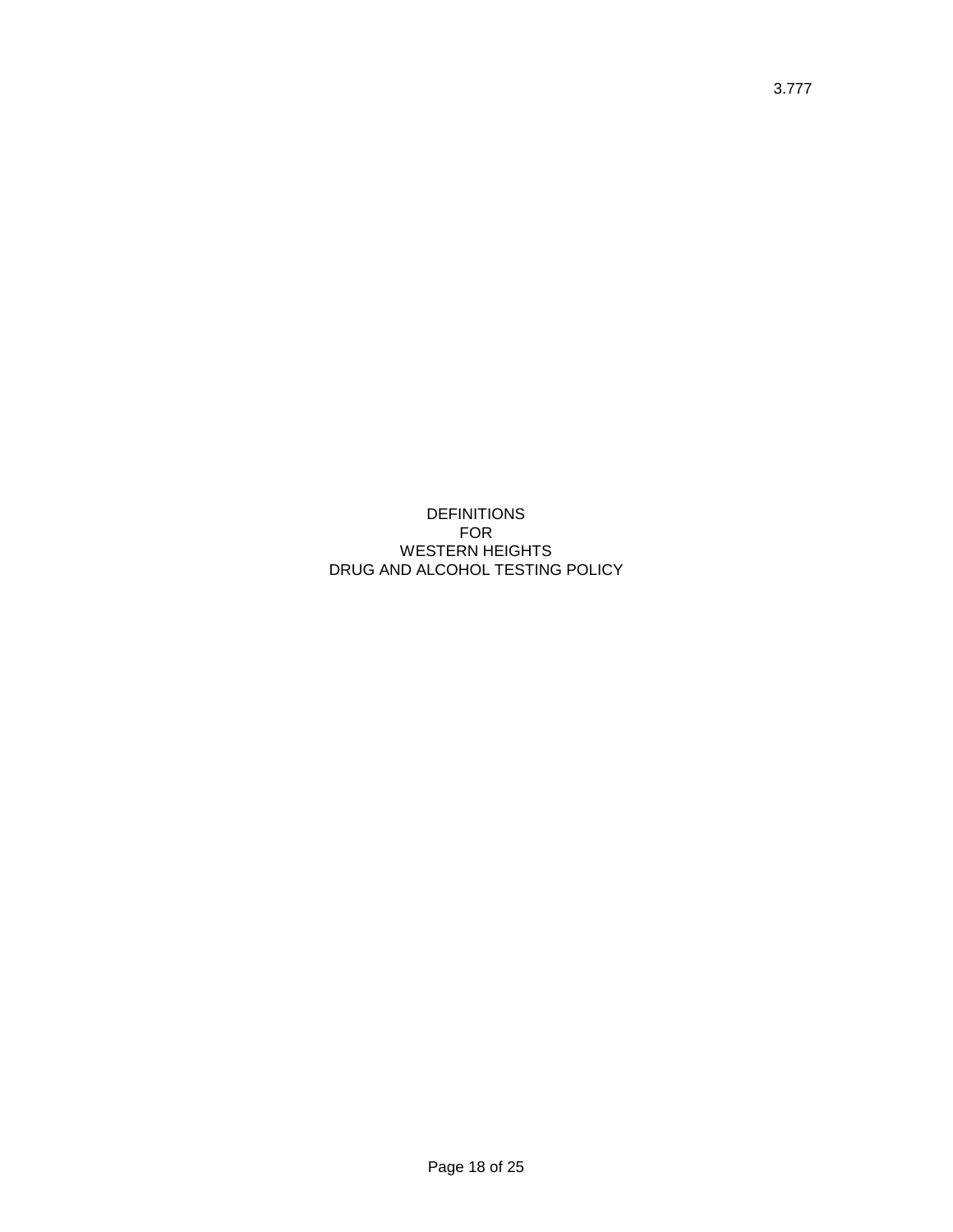# DEFINITIONS
# FOR
# WESTERN HEIGHTS
# DRUG AND ALCOHOL TESTING POLICY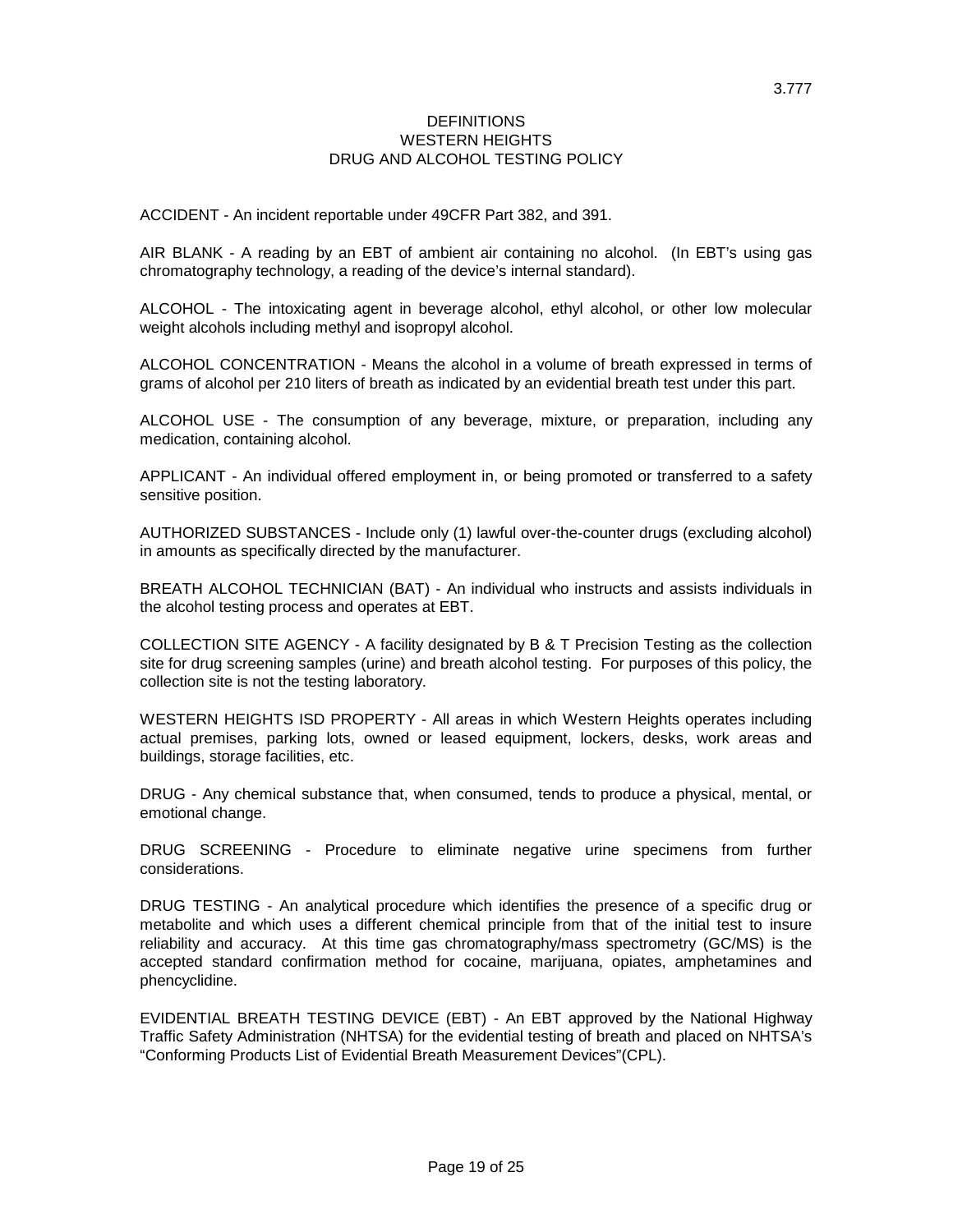3.777

# DEFINITIONS
## WESTERN HEIGHTS
## DRUG AND ALCOHOL TESTING POLICY

ACCIDENT - An incident reportable under 49CFR Part 382, and 391.

AIR BLANK - A reading by an EBT of ambient air containing no alcohol. (In EBT's using gas chromatography technology, a reading of the device's internal standard).

ALCOHOL - The intoxicating agent in beverage alcohol, ethyl alcohol, or other low molecular weight alcohols including methyl and isopropyl alcohol.

ALCOHOL CONCENTRATION - Means the alcohol in a volume of breath expressed in terms of grams of alcohol per 210 liters of breath as indicated by an evidential breath test under this part.

ALCOHOL USE - The consumption of any beverage, mixture, or preparation, including any medication, containing alcohol.

APPLICANT - An individual offered employment in, or being promoted or transferred to a safety sensitive position.

AUTHORIZED SUBSTANCES - Include only (1) lawful over-the-counter drugs (excluding alcohol) in amounts as specifically directed by the manufacturer.

BREATH ALCOHOL TECHNICIAN (BAT) - An individual who instructs and assists individuals in the alcohol testing process and operates at EBT.

COLLECTION SITE AGENCY - A facility designated by B & T Precision Testing as the collection site for drug screening samples (urine) and breath alcohol testing. For purposes of this policy, the collection site is not the testing laboratory.

WESTERN HEIGHTS ISD PROPERTY - All areas in which Western Heights operates including actual premises, parking lots, owned or leased equipment, lockers, desks, work areas and buildings, storage facilities, etc.

DRUG - Any chemical substance that, when consumed, tends to produce a physical, mental, or emotional change.

DRUG SCREENING - Procedure to eliminate negative urine specimens from further considerations.

DRUG TESTING - An analytical procedure which identifies the presence of a specific drug or metabolite and which uses a different chemical principle from that of the initial test to insure reliability and accuracy. At this time gas chromatography/mass spectrometry (GC/MS) is the accepted standard confirmation method for cocaine, marijuana, opiates, amphetamines and phencyclidine.

EVIDENTIAL BREATH TESTING DEVICE (EBT) - An EBT approved by the National Highway Traffic Safety Administration (NHTSA) for the evidential testing of breath and placed on NHTSA's "Conforming Products List of Evidential Breath Measurement Devices"(CPL).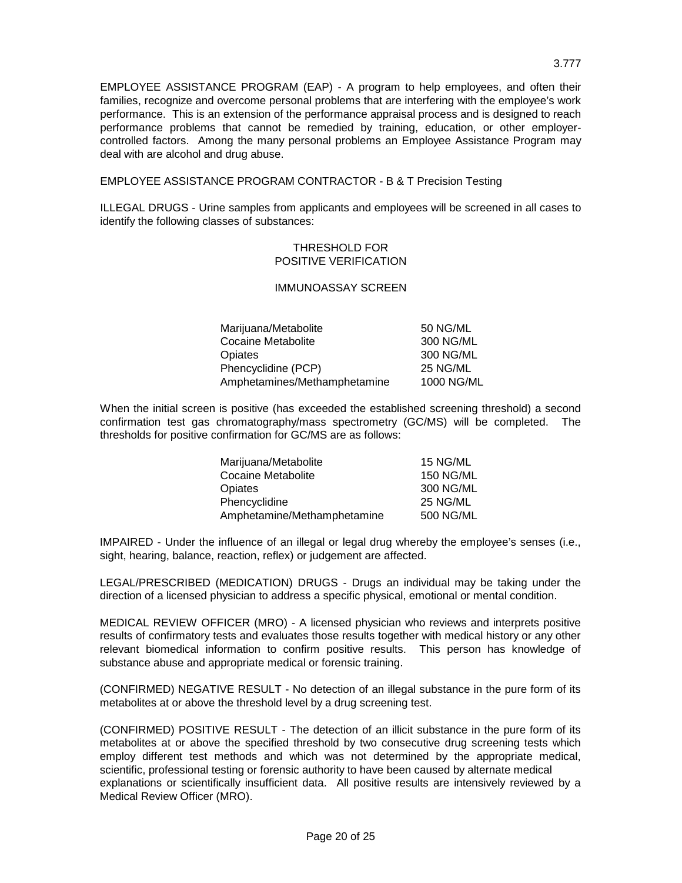EMPLOYEE ASSISTANCE PROGRAM (EAP) - A program to help employees, and often their families, recognize and overcome personal problems that are interfering with the employee's work performance. This is an extension of the performance appraisal process and is designed to reach performance problems that cannot be remedied by training, education, or other employer-controlled factors. Among the many personal problems an Employee Assistance Program may deal with are alcohol and drug abuse.

EMPLOYEE ASSISTANCE PROGRAM CONTRACTOR - B & T Precision Testing

ILLEGAL DRUGS - Urine samples from applicants and employees will be screened in all cases to identify the following classes of substances:

THRESHOLD FOR POSITIVE VERIFICATION

IMMUNOASSAY SCREEN

| Substance | Threshold |
|---|---|
| Marijuana/Metabolite | 50 NG/ML |
| Cocaine Metabolite | 300 NG/ML |
| Opiates | 300 NG/ML |
| Phencyclidine (PCP) | 25 NG/ML |
| Amphetamines/Methamphetamine | 1000 NG/ML |

When the initial screen is positive (has exceeded the established screening threshold) a second confirmation test gas chromatography/mass spectrometry (GC/MS) will be completed. The thresholds for positive confirmation for GC/MS are as follows:

| Substance | Threshold |
|---|---|
| Marijuana/Metabolite | 15 NG/ML |
| Cocaine Metabolite | 150 NG/ML |
| Opiates | 300 NG/ML |
| Phencyclidine | 25 NG/ML |
| Amphetamine/Methamphetamine | 500 NG/ML |

IMPAIRED - Under the influence of an illegal or legal drug whereby the employee's senses (i.e., sight, hearing, balance, reaction, reflex) or judgement are affected.

LEGAL/PRESCRIBED (MEDICATION) DRUGS - Drugs an individual may be taking under the direction of a licensed physician to address a specific physical, emotional or mental condition.

MEDICAL REVIEW OFFICER (MRO) - A licensed physician who reviews and interprets positive results of confirmatory tests and evaluates those results together with medical history or any other relevant biomedical information to confirm positive results. This person has knowledge of substance abuse and appropriate medical or forensic training.

(CONFIRMED) NEGATIVE RESULT - No detection of an illegal substance in the pure form of its metabolites at or above the threshold level by a drug screening test.

(CONFIRMED) POSITIVE RESULT - The detection of an illicit substance in the pure form of its metabolites at or above the specified threshold by two consecutive drug screening tests which employ different test methods and which was not determined by the appropriate medical, scientific, professional testing or forensic authority to have been caused by alternate medical explanations or scientifically insufficient data. All positive results are intensively reviewed by a Medical Review Officer (MRO).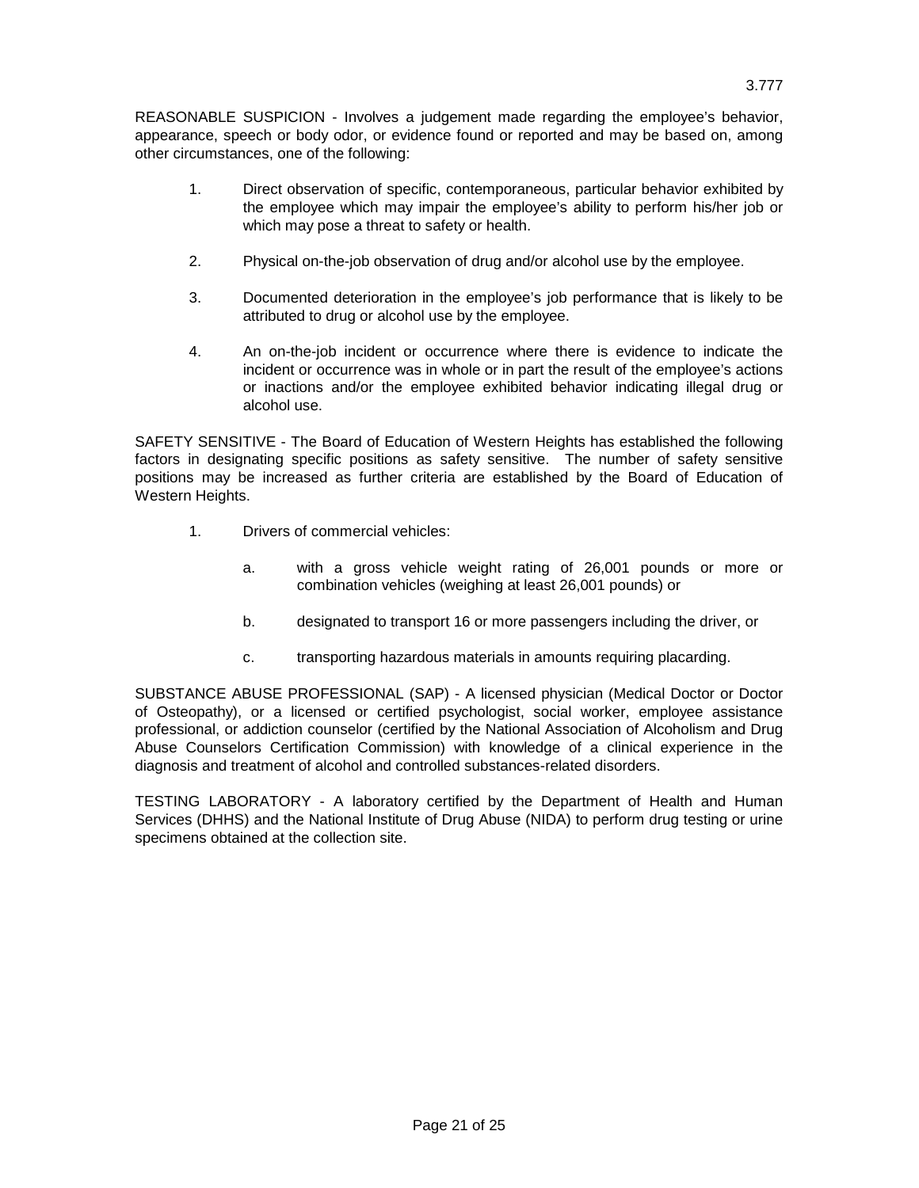REASONABLE SUSPICION - Involves a judgement made regarding the employee's behavior, appearance, speech or body odor, or evidence found or reported and may be based on, among other circumstances, one of the following:

1. Direct observation of specific, contemporaneous, particular behavior exhibited by the employee which may impair the employee's ability to perform his/her job or which may pose a threat to safety or health.

2. Physical on-the-job observation of drug and/or alcohol use by the employee.

3. Documented deterioration in the employee's job performance that is likely to be attributed to drug or alcohol use by the employee.

4. An on-the-job incident or occurrence where there is evidence to indicate the incident or occurrence was in whole or in part the result of the employee's actions or inactions and/or the employee exhibited behavior indicating illegal drug or alcohol use.

SAFETY SENSITIVE - The Board of Education of Western Heights has established the following factors in designating specific positions as safety sensitive. The number of safety sensitive positions may be increased as further criteria are established by the Board of Education of Western Heights.

1. Drivers of commercial vehicles:

   a. with a gross vehicle weight rating of 26,001 pounds or more or combination vehicles (weighing at least 26,001 pounds) or

   b. designated to transport 16 or more passengers including the driver, or

   c. transporting hazardous materials in amounts requiring placarding.

SUBSTANCE ABUSE PROFESSIONAL (SAP) - A licensed physician (Medical Doctor or Doctor of Osteopathy), or a licensed or certified psychologist, social worker, employee assistance professional, or addiction counselor (certified by the National Association of Alcoholism and Drug Abuse Counselors Certification Commission) with knowledge of a clinical experience in the diagnosis and treatment of alcohol and controlled substances-related disorders.

TESTING LABORATORY - A laboratory certified by the Department of Health and Human Services (DHHS) and the National Institute of Drug Abuse (NIDA) to perform drug testing or urine specimens obtained at the collection site.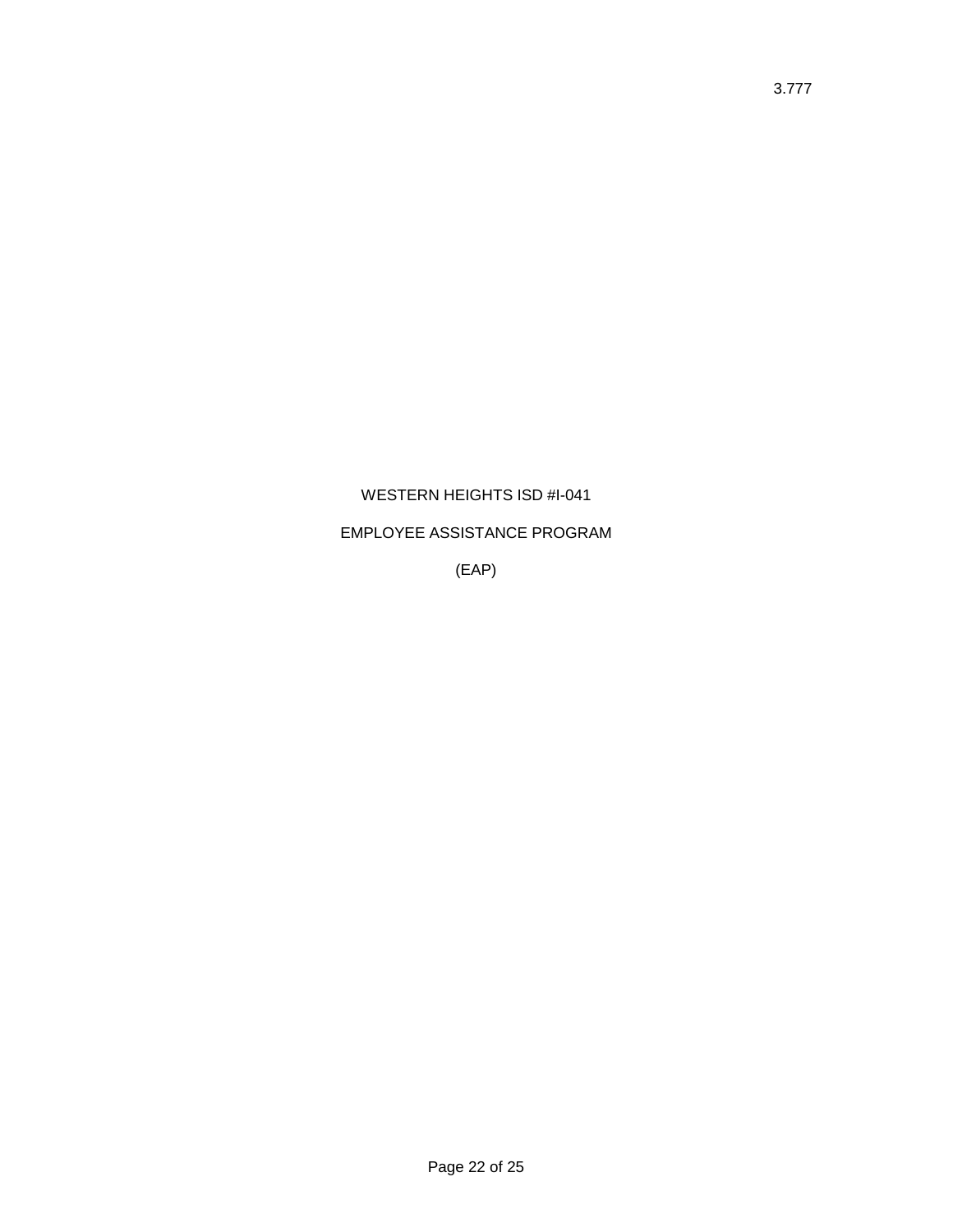3.777

# WESTERN HEIGHTS ISD #I-041

## EMPLOYEE ASSISTANCE PROGRAM

## (EAP)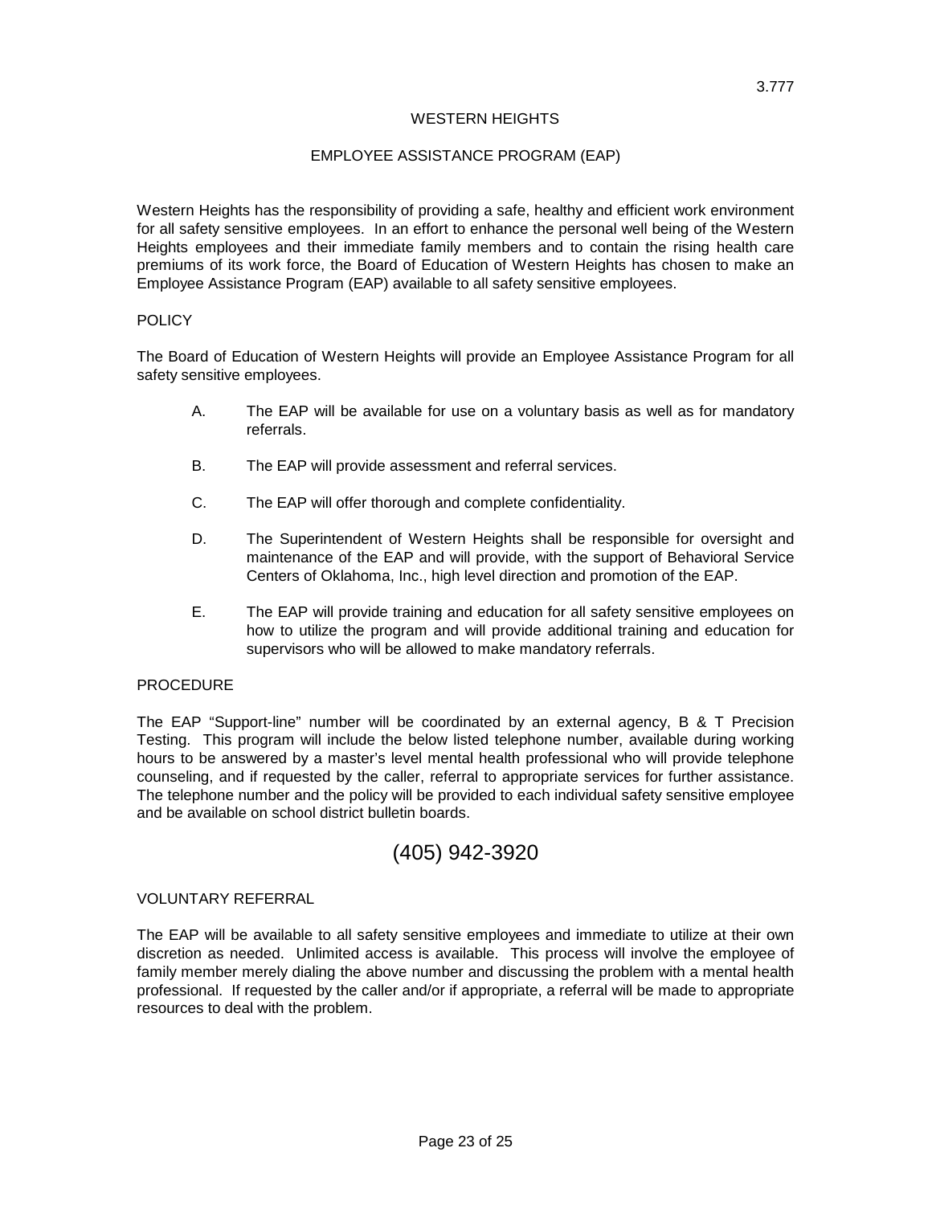3.777

# WESTERN HEIGHTS

## EMPLOYEE ASSISTANCE PROGRAM (EAP)

Western Heights has the responsibility of providing a safe, healthy and efficient work environment for all safety sensitive employees. In an effort to enhance the personal well being of the Western Heights employees and their immediate family members and to contain the rising health care premiums of its work force, the Board of Education of Western Heights has chosen to make an Employee Assistance Program (EAP) available to all safety sensitive employees.

### POLICY

The Board of Education of Western Heights will provide an Employee Assistance Program for all safety sensitive employees.

A. The EAP will be available for use on a voluntary basis as well as for mandatory referrals.

B. The EAP will provide assessment and referral services.

C. The EAP will offer thorough and complete confidentiality.

D. The Superintendent of Western Heights shall be responsible for oversight and maintenance of the EAP and will provide, with the support of Behavioral Service Centers of Oklahoma, Inc., high level direction and promotion of the EAP.

E. The EAP will provide training and education for all safety sensitive employees on how to utilize the program and will provide additional training and education for supervisors who will be allowed to make mandatory referrals.

### PROCEDURE

The EAP "Support-line" number will be coordinated by an external agency, B & T Precision Testing. This program will include the below listed telephone number, available during working hours to be answered by a master's level mental health professional who will provide telephone counseling, and if requested by the caller, referral to appropriate services for further assistance. The telephone number and the policy will be provided to each individual safety sensitive employee and be available on school district bulletin boards.

## (405) 942-3920

### VOLUNTARY REFERRAL

The EAP will be available to all safety sensitive employees and immediate to utilize at their own discretion as needed. Unlimited access is available. This process will involve the employee of family member merely dialing the above number and discussing the problem with a mental health professional. If requested by the caller and/or if appropriate, a referral will be made to appropriate resources to deal with the problem.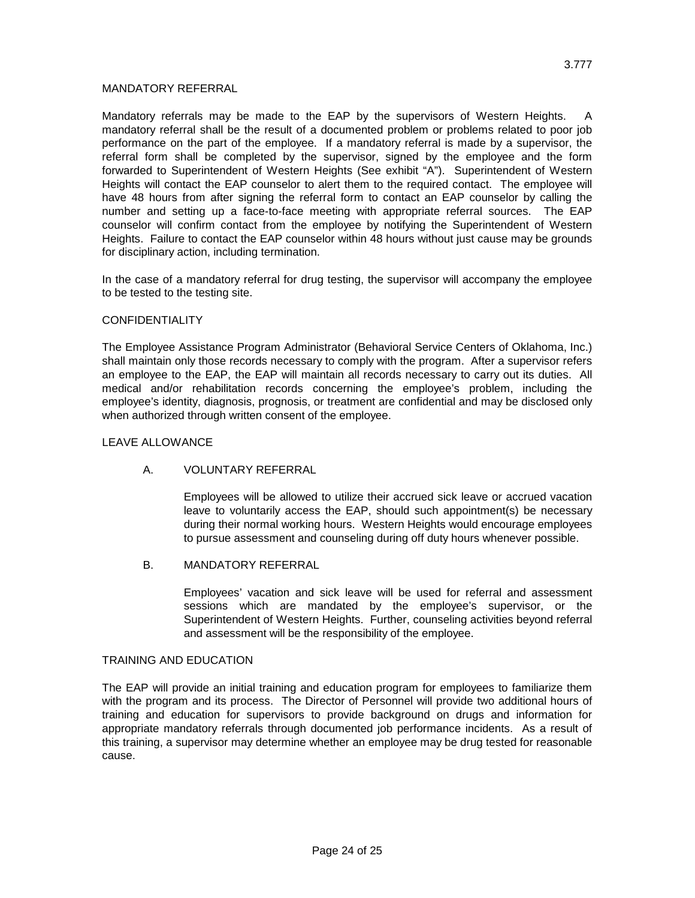## MANDATORY REFERRAL

Mandatory referrals may be made to the EAP by the supervisors of Western Heights. A mandatory referral shall be the result of a documented problem or problems related to poor job performance on the part of the employee. If a mandatory referral is made by a supervisor, the referral form shall be completed by the supervisor, signed by the employee and the form forwarded to Superintendent of Western Heights (See exhibit "A"). Superintendent of Western Heights will contact the EAP counselor to alert them to the required contact. The employee will have 48 hours from after signing the referral form to contact an EAP counselor by calling the number and setting up a face-to-face meeting with appropriate referral sources. The EAP counselor will confirm contact from the employee by notifying the Superintendent of Western Heights. Failure to contact the EAP counselor within 48 hours without just cause may be grounds for disciplinary action, including termination.

In the case of a mandatory referral for drug testing, the supervisor will accompany the employee to be tested to the testing site.

## CONFIDENTIALITY

The Employee Assistance Program Administrator (Behavioral Service Centers of Oklahoma, Inc.) shall maintain only those records necessary to comply with the program. After a supervisor refers an employee to the EAP, the EAP will maintain all records necessary to carry out its duties. All medical and/or rehabilitation records concerning the employee's problem, including the employee's identity, diagnosis, prognosis, or treatment are confidential and may be disclosed only when authorized through written consent of the employee.

## LEAVE ALLOWANCE

### A. VOLUNTARY REFERRAL

Employees will be allowed to utilize their accrued sick leave or accrued vacation leave to voluntarily access the EAP, should such appointment(s) be necessary during their normal working hours. Western Heights would encourage employees to pursue assessment and counseling during off duty hours whenever possible.

### B. MANDATORY REFERRAL

Employees' vacation and sick leave will be used for referral and assessment sessions which are mandated by the employee's supervisor, or the Superintendent of Western Heights. Further, counseling activities beyond referral and assessment will be the responsibility of the employee.

## TRAINING AND EDUCATION

The EAP will provide an initial training and education program for employees to familiarize them with the program and its process. The Director of Personnel will provide two additional hours of training and education for supervisors to provide background on drugs and information for appropriate mandatory referrals through documented job performance incidents. As a result of this training, a supervisor may determine whether an employee may be drug tested for reasonable cause.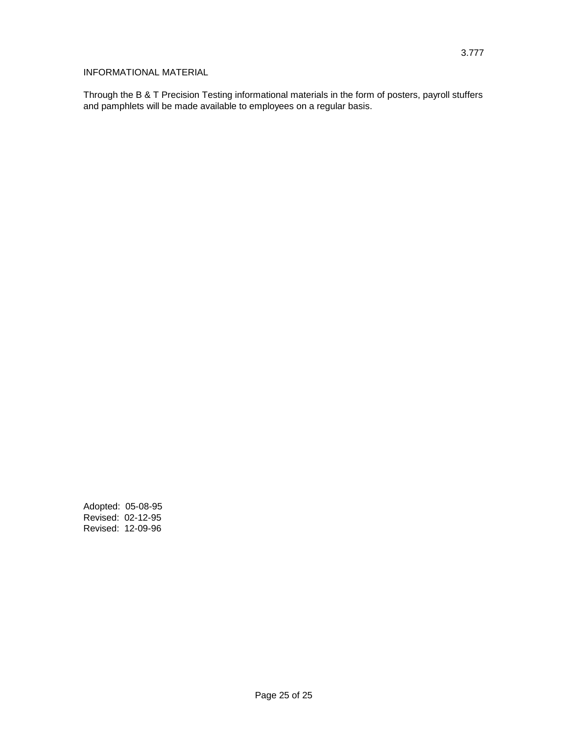3.777

## INFORMATIONAL MATERIAL

Through the B & T Precision Testing informational materials in the form of posters, payroll stuffers and pamphlets will be made available to employees on a regular basis.

Adopted: 05-08-95
Revised: 02-12-95
Revised: 12-09-96